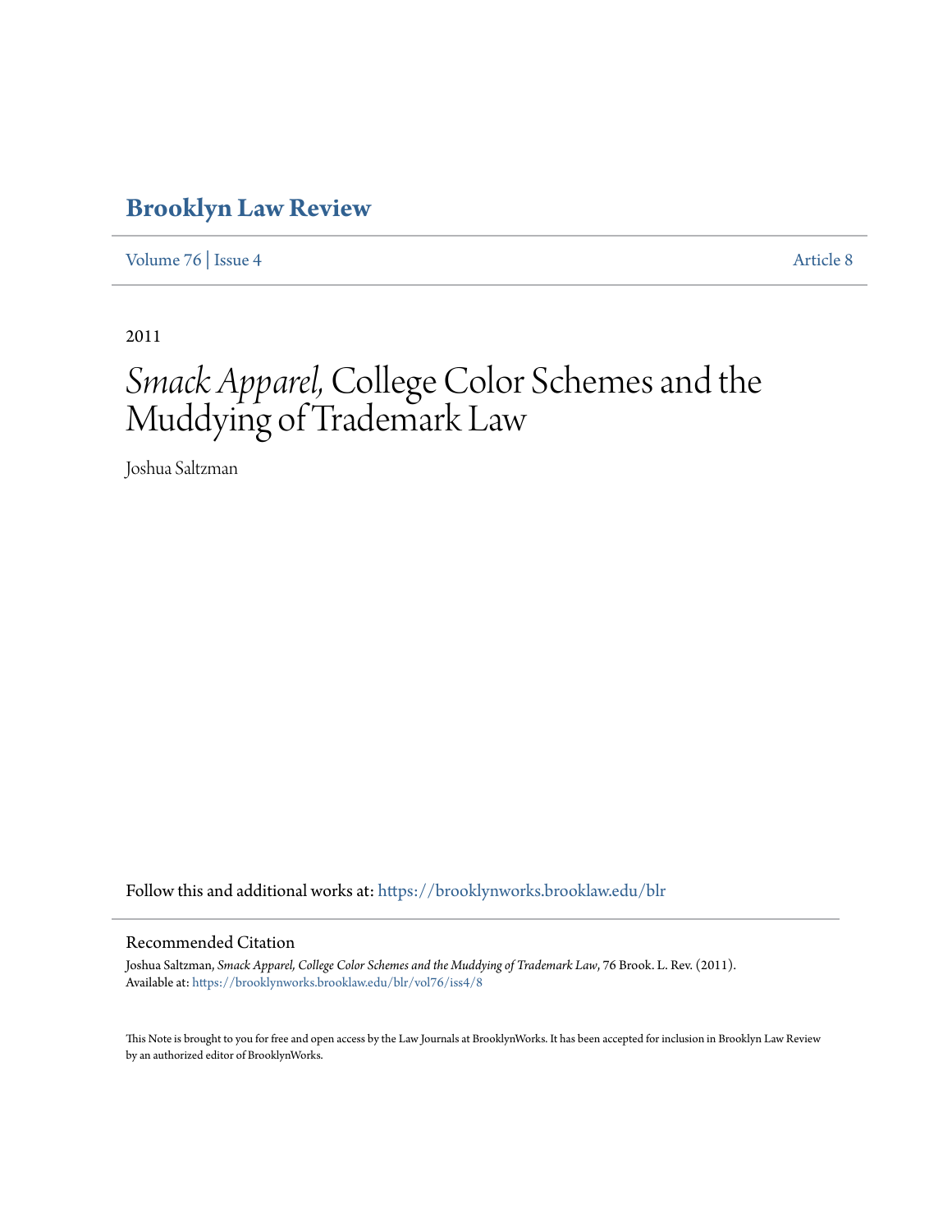# Brooklyn Law Review

Volume 76 | Issue 4 Article 8

2011

# *Smack Apparel,* College Color Schemes and the Muddying of Trademark Law

Joshua Saltzman

Follow this and additional works at: https://brooklynworks.brooklaw.edu/blr

## Recommended Citation

Joshua Saltzman, *Smack Apparel, College Color Schemes and the Muddying of Trademark Law*, 76 Brook. L. Rev. (2011).
Available at: https://brooklynworks.brooklaw.edu/blr/vol76/iss4/8

This Note is brought to you for free and open access by the Law Journals at BrooklynWorks. It has been accepted for inclusion in Brooklyn Law Review by an authorized editor of BrooklynWorks.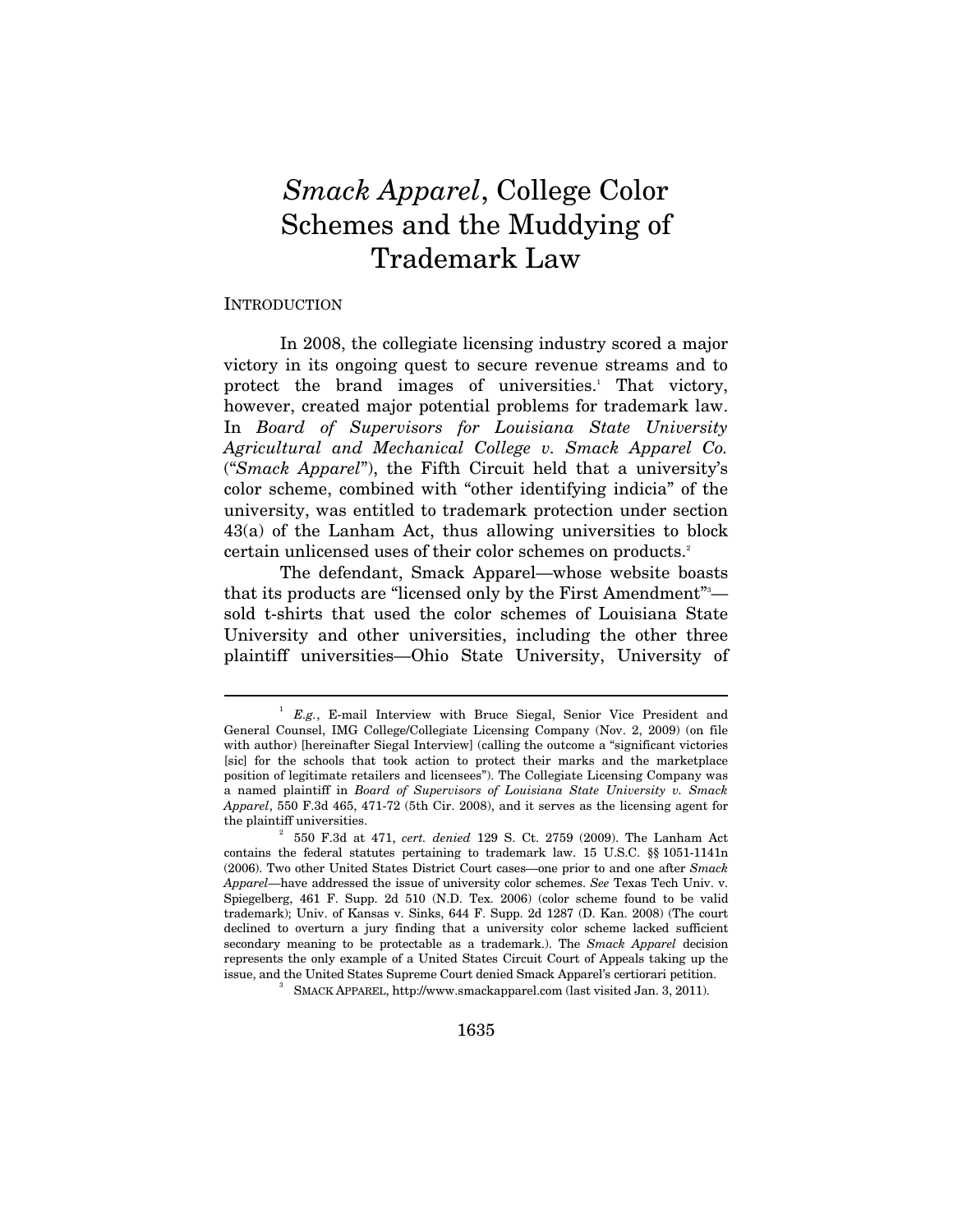# *Smack Apparel*, College Color Schemes and the Muddying of Trademark Law

## INTRODUCTION

In 2008, the collegiate licensing industry scored a major victory in its ongoing quest to secure revenue streams and to protect the brand images of universities.[1] That victory, however, created major potential problems for trademark law. In *Board of Supervisors for Louisiana State University Agricultural and Mechanical College v. Smack Apparel Co.* ("*Smack Apparel*"), the Fifth Circuit held that a university's color scheme, combined with "other identifying indicia" of the university, was entitled to trademark protection under section 43(a) of the Lanham Act, thus allowing universities to block certain unlicensed uses of their color schemes on products.[2]

The defendant, Smack Apparel—whose website boasts that its products are "licensed only by the First Amendment"[3]—sold t-shirts that used the color schemes of Louisiana State University and other universities, including the other three plaintiff universities—Ohio State University, University of

---

[1] *E.g.*, E-mail Interview with Bruce Siegal, Senior Vice President and General Counsel, IMG College/Collegiate Licensing Company (Nov. 2, 2009) (on file with author) [hereinafter Siegal Interview] (calling the outcome a "significant victories [sic] for the schools that took action to protect their marks and the marketplace position of legitimate retailers and licensees"). The Collegiate Licensing Company was a named plaintiff in *Board of Supervisors of Louisiana State University v. Smack Apparel*, 550 F.3d 465, 471-72 (5th Cir. 2008), and it serves as the licensing agent for the plaintiff universities.

[2] 550 F.3d at 471, *cert. denied* 129 S. Ct. 2759 (2009). The Lanham Act contains the federal statutes pertaining to trademark law. 15 U.S.C. §§ 1051-1141n (2006). Two other United States District Court cases—one prior to and one after *Smack Apparel*—have addressed the issue of university color schemes. *See* Texas Tech Univ. v. Spiegelberg, 461 F. Supp. 2d 510 (N.D. Tex. 2006) (color scheme found to be valid trademark); Univ. of Kansas v. Sinks, 644 F. Supp. 2d 1287 (D. Kan. 2008) (The court declined to overturn a jury finding that a university color scheme lacked sufficient secondary meaning to be protectable as a trademark.). The *Smack Apparel* decision represents the only example of a United States Circuit Court of Appeals taking up the issue, and the United States Supreme Court denied Smack Apparel's certiorari petition.

[3] SMACK APPAREL, http://www.smackapparel.com (last visited Jan. 3, 2011).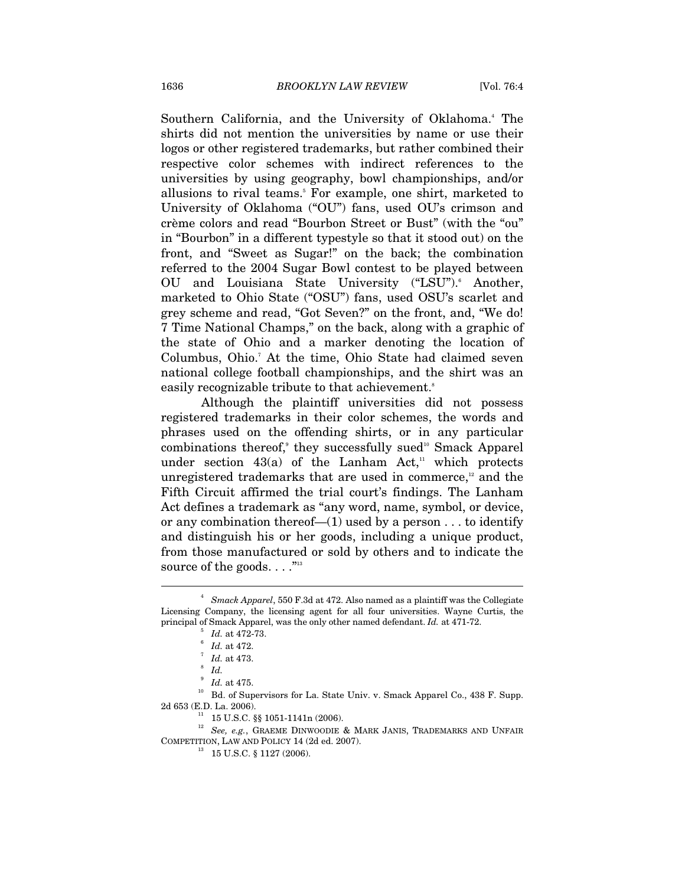Southern California, and the University of Oklahoma.[4] The shirts did not mention the universities by name or use their logos or other registered trademarks, but rather combined their respective color schemes with indirect references to the universities by using geography, bowl championships, and/or allusions to rival teams.[5] For example, one shirt, marketed to University of Oklahoma ("OU") fans, used OU's crimson and crème colors and read "Bourbon Street or Bust" (with the "ou" in "Bourbon" in a different typestyle so that it stood out) on the front, and "Sweet as Sugar!" on the back; the combination referred to the 2004 Sugar Bowl contest to be played between OU and Louisiana State University ("LSU").[6] Another, marketed to Ohio State ("OSU") fans, used OSU's scarlet and grey scheme and read, "Got Seven?" on the front, and, "We do! 7 Time National Champs," on the back, along with a graphic of the state of Ohio and a marker denoting the location of Columbus, Ohio.[7] At the time, Ohio State had claimed seven national college football championships, and the shirt was an easily recognizable tribute to that achievement.[8]

Although the plaintiff universities did not possess registered trademarks in their color schemes, the words and phrases used on the offending shirts, or in any particular combinations thereof,[9] they successfully sued[10] Smack Apparel under section 43(a) of the Lanham Act,[11] which protects unregistered trademarks that are used in commerce,[12] and the Fifth Circuit affirmed the trial court's findings. The Lanham Act defines a trademark as "any word, name, symbol, or device, or any combination thereof—(1) used by a person . . . to identify and distinguish his or her goods, including a unique product, from those manufactured or sold by others and to indicate the source of the goods. . . ."[13]

---

[4] *Smack Apparel*, 550 F.3d at 472. Also named as a plaintiff was the Collegiate Licensing Company, the licensing agent for all four universities. Wayne Curtis, the principal of Smack Apparel, was the only other named defendant. *Id.* at 471-72.

[5] *Id.* at 472-73.

[6] *Id.* at 472.

[7] *Id.* at 473.

[8] *Id.*

[9] *Id.* at 475.

[10] Bd. of Supervisors for La. State Univ. v. Smack Apparel Co., 438 F. Supp. 2d 653 (E.D. La. 2006).

[11] 15 U.S.C. §§ 1051-1141n (2006).

[12] *See, e.g.*, GRAEME DINWOODIE & MARK JANIS, TRADEMARKS AND UNFAIR COMPETITION, LAW AND POLICY 14 (2d ed. 2007).

[13] 15 U.S.C. § 1127 (2006).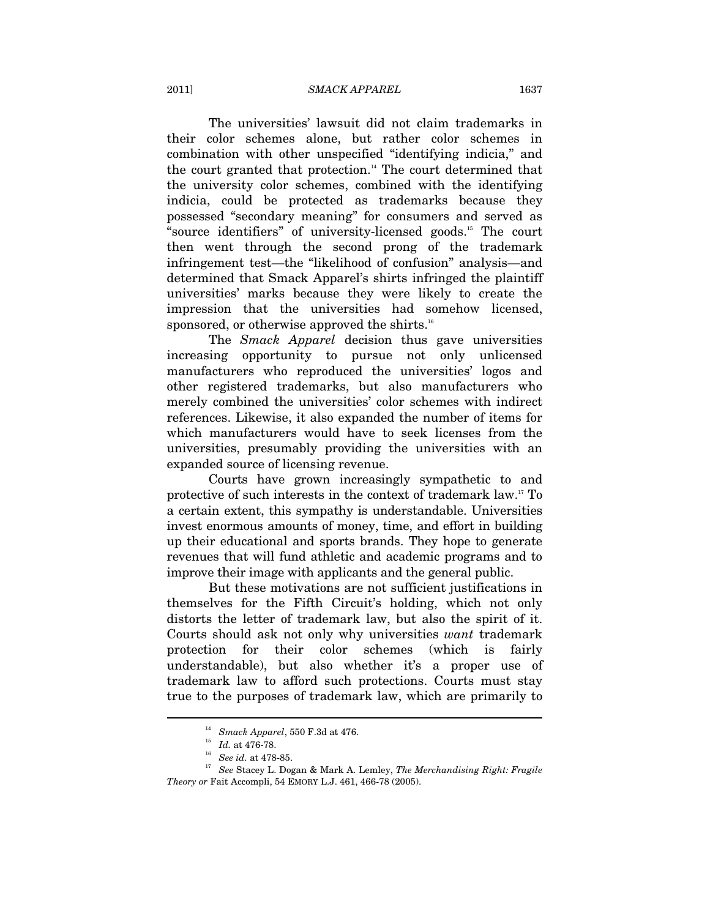The universities' lawsuit did not claim trademarks in their color schemes alone, but rather color schemes in combination with other unspecified "identifying indicia," and the court granted that protection.[14] The court determined that the university color schemes, combined with the identifying indicia, could be protected as trademarks because they possessed "secondary meaning" for consumers and served as "source identifiers" of university-licensed goods.[15] The court then went through the second prong of the trademark infringement test—the "likelihood of confusion" analysis—and determined that Smack Apparel's shirts infringed the plaintiff universities' marks because they were likely to create the impression that the universities had somehow licensed, sponsored, or otherwise approved the shirts.[16]

The *Smack Apparel* decision thus gave universities increasing opportunity to pursue not only unlicensed manufacturers who reproduced the universities' logos and other registered trademarks, but also manufacturers who merely combined the universities' color schemes with indirect references. Likewise, it also expanded the number of items for which manufacturers would have to seek licenses from the universities, presumably providing the universities with an expanded source of licensing revenue.

Courts have grown increasingly sympathetic to and protective of such interests in the context of trademark law.[17] To a certain extent, this sympathy is understandable. Universities invest enormous amounts of money, time, and effort in building up their educational and sports brands. They hope to generate revenues that will fund athletic and academic programs and to improve their image with applicants and the general public.

But these motivations are not sufficient justifications in themselves for the Fifth Circuit's holding, which not only distorts the letter of trademark law, but also the spirit of it. Courts should ask not only why universities *want* trademark protection for their color schemes (which is fairly understandable), but also whether it's a proper use of trademark law to afford such protections. Courts must stay true to the purposes of trademark law, which are primarily to

---

[14] *Smack Apparel*, 550 F.3d at 476.

[15] *Id.* at 476-78.

[16] *See id.* at 478-85.

[17] *See* Stacey L. Dogan & Mark A. Lemley, *The Merchandising Right: Fragile Theory or* Fait Accompli, 54 EMORY L.J. 461, 466-78 (2005).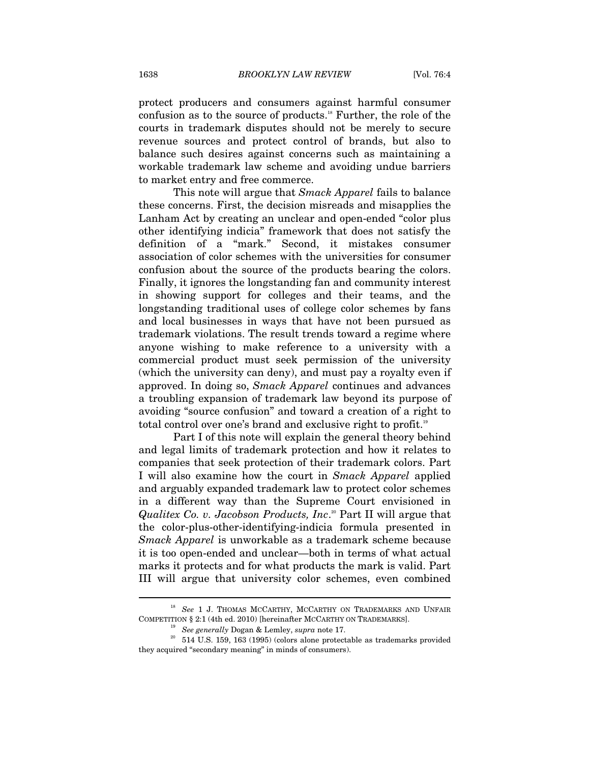protect producers and consumers against harmful consumer confusion as to the source of products.[18] Further, the role of the courts in trademark disputes should not be merely to secure revenue sources and protect control of brands, but also to balance such desires against concerns such as maintaining a workable trademark law scheme and avoiding undue barriers to market entry and free commerce.

This note will argue that *Smack Apparel* fails to balance these concerns. First, the decision misreads and misapplies the Lanham Act by creating an unclear and open-ended "color plus other identifying indicia" framework that does not satisfy the definition of a "mark." Second, it mistakes consumer association of color schemes with the universities for consumer confusion about the source of the products bearing the colors. Finally, it ignores the longstanding fan and community interest in showing support for colleges and their teams, and the longstanding traditional uses of college color schemes by fans and local businesses in ways that have not been pursued as trademark violations. The result trends toward a regime where anyone wishing to make reference to a university with a commercial product must seek permission of the university (which the university can deny), and must pay a royalty even if approved. In doing so, *Smack Apparel* continues and advances a troubling expansion of trademark law beyond its purpose of avoiding "source confusion" and toward a creation of a right to total control over one's brand and exclusive right to profit.[19]

Part I of this note will explain the general theory behind and legal limits of trademark protection and how it relates to companies that seek protection of their trademark colors. Part I will also examine how the court in *Smack Apparel* applied and arguably expanded trademark law to protect color schemes in a different way than the Supreme Court envisioned in *Qualitex Co. v. Jacobson Products, Inc*.[20] Part II will argue that the color-plus-other-identifying-indicia formula presented in *Smack Apparel* is unworkable as a trademark scheme because it is too open-ended and unclear—both in terms of what actual marks it protects and for what products the mark is valid. Part III will argue that university color schemes, even combined

---

[18] *See* 1 J. THOMAS MCCARTHY, MCCARTHY ON TRADEMARKS AND UNFAIR COMPETITION § 2:1 (4th ed. 2010) [hereinafter MCCARTHY ON TRADEMARKS].

[19] *See generally* Dogan & Lemley, *supra* note 17.

[20] 514 U.S. 159, 163 (1995) (colors alone protectable as trademarks provided they acquired "secondary meaning" in minds of consumers).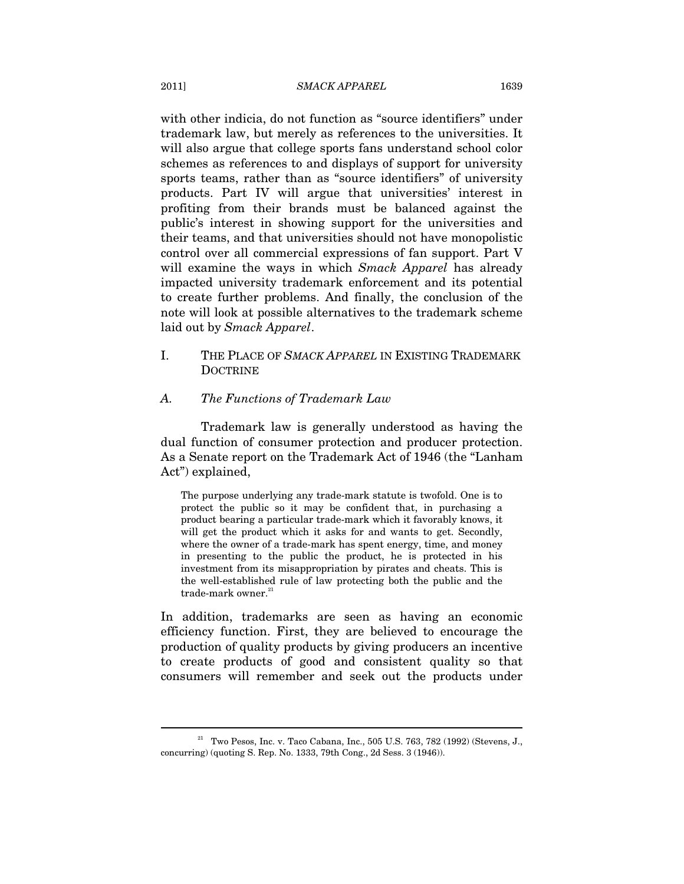with other indicia, do not function as "source identifiers" under trademark law, but merely as references to the universities. It will also argue that college sports fans understand school color schemes as references to and displays of support for university sports teams, rather than as "source identifiers" of university products. Part IV will argue that universities' interest in profiting from their brands must be balanced against the public's interest in showing support for the universities and their teams, and that universities should not have monopolistic control over all commercial expressions of fan support. Part V will examine the ways in which *Smack Apparel* has already impacted university trademark enforcement and its potential to create further problems. And finally, the conclusion of the note will look at possible alternatives to the trademark scheme laid out by *Smack Apparel*.

## I. THE PLACE OF *SMACK APPAREL* IN EXISTING TRADEMARK DOCTRINE

### *A. The Functions of Trademark Law*

Trademark law is generally understood as having the dual function of consumer protection and producer protection. As a Senate report on the Trademark Act of 1946 (the "Lanham Act") explained,

> The purpose underlying any trade-mark statute is twofold. One is to protect the public so it may be confident that, in purchasing a product bearing a particular trade-mark which it favorably knows, it will get the product which it asks for and wants to get. Secondly, where the owner of a trade-mark has spent energy, time, and money in presenting to the public the product, he is protected in his investment from its misappropriation by pirates and cheats. This is the well-established rule of law protecting both the public and the trade-mark owner.[21]

In addition, trademarks are seen as having an economic efficiency function. First, they are believed to encourage the production of quality products by giving producers an incentive to create products of good and consistent quality so that consumers will remember and seek out the products under

---

[21] Two Pesos, Inc. v. Taco Cabana, Inc., 505 U.S. 763, 782 (1992) (Stevens, J., concurring) (quoting S. Rep. No. 1333, 79th Cong., 2d Sess. 3 (1946)).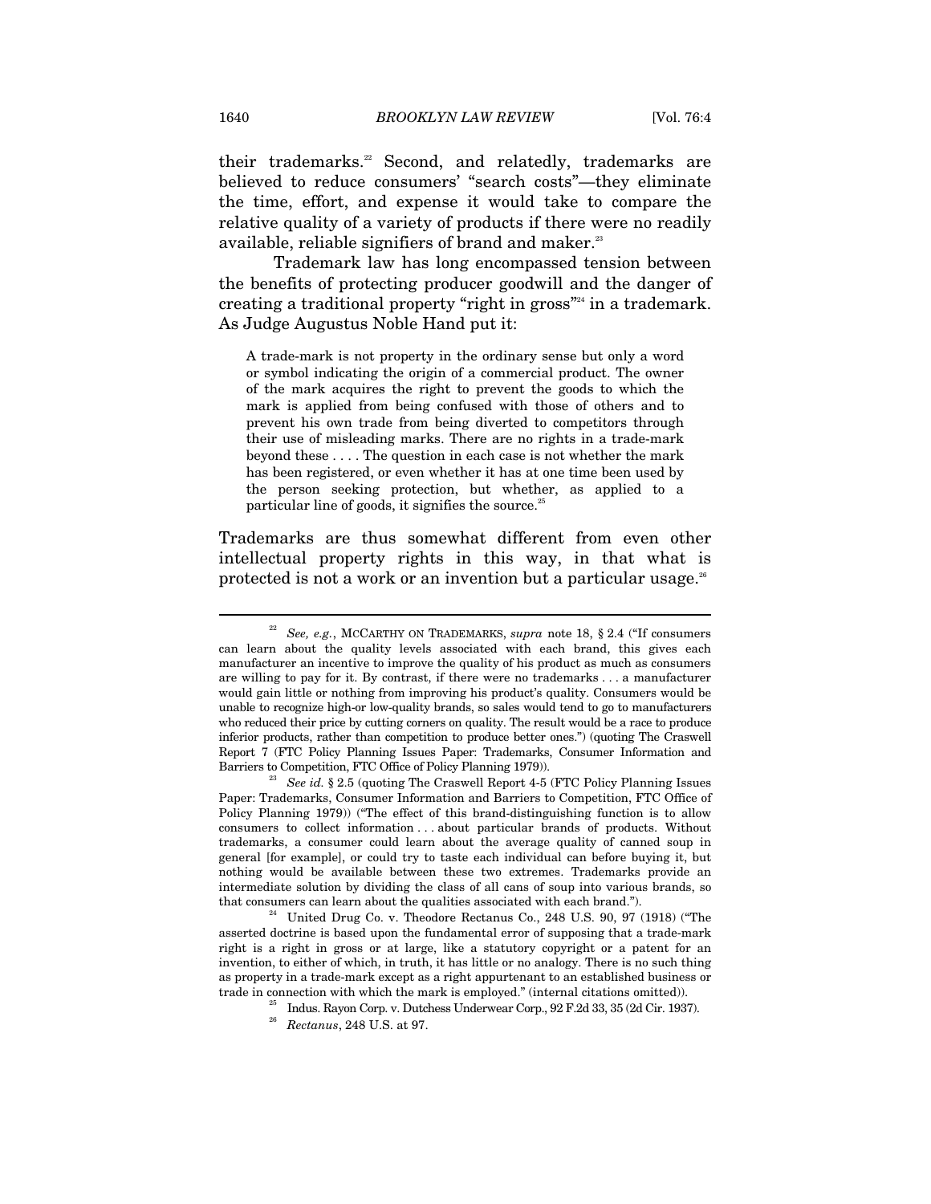their trademarks.[22] Second, and relatedly, trademarks are believed to reduce consumers' "search costs"—they eliminate the time, effort, and expense it would take to compare the relative quality of a variety of products if there were no readily available, reliable signifiers of brand and maker.[23]

Trademark law has long encompassed tension between the benefits of protecting producer goodwill and the danger of creating a traditional property "right in gross"[24] in a trademark. As Judge Augustus Noble Hand put it:

> A trade-mark is not property in the ordinary sense but only a word or symbol indicating the origin of a commercial product. The owner of the mark acquires the right to prevent the goods to which the mark is applied from being confused with those of others and to prevent his own trade from being diverted to competitors through their use of misleading marks. There are no rights in a trade-mark beyond these . . . . The question in each case is not whether the mark has been registered, or even whether it has at one time been used by the person seeking protection, but whether, as applied to a particular line of goods, it signifies the source.[25]

Trademarks are thus somewhat different from even other intellectual property rights in this way, in that what is protected is not a work or an invention but a particular usage.[26]

---

[22] *See, e.g.*, MCCARTHY ON TRADEMARKS, *supra* note 18, § 2.4 ("If consumers can learn about the quality levels associated with each brand, this gives each manufacturer an incentive to improve the quality of his product as much as consumers are willing to pay for it. By contrast, if there were no trademarks . . . a manufacturer would gain little or nothing from improving his product's quality. Consumers would be unable to recognize high-or low-quality brands, so sales would tend to go to manufacturers who reduced their price by cutting corners on quality. The result would be a race to produce inferior products, rather than competition to produce better ones.") (quoting The Craswell Report 7 (FTC Policy Planning Issues Paper: Trademarks, Consumer Information and Barriers to Competition, FTC Office of Policy Planning 1979)).

[23] *See id.* § 2.5 (quoting The Craswell Report 4-5 (FTC Policy Planning Issues Paper: Trademarks, Consumer Information and Barriers to Competition, FTC Office of Policy Planning 1979)) ("The effect of this brand-distinguishing function is to allow consumers to collect information . . . about particular brands of products. Without trademarks, a consumer could learn about the average quality of canned soup in general [for example], or could try to taste each individual can before buying it, but nothing would be available between these two extremes. Trademarks provide an intermediate solution by dividing the class of all cans of soup into various brands, so that consumers can learn about the qualities associated with each brand.").

[24] United Drug Co. v. Theodore Rectanus Co., 248 U.S. 90, 97 (1918) ("The asserted doctrine is based upon the fundamental error of supposing that a trade-mark right is a right in gross or at large, like a statutory copyright or a patent for an invention, to either of which, in truth, it has little or no analogy. There is no such thing as property in a trade-mark except as a right appurtenant to an established business or trade in connection with which the mark is employed." (internal citations omitted)).

[25] Indus. Rayon Corp. v. Dutchess Underwear Corp., 92 F.2d 33, 35 (2d Cir. 1937).

[26] *Rectanus*, 248 U.S. at 97.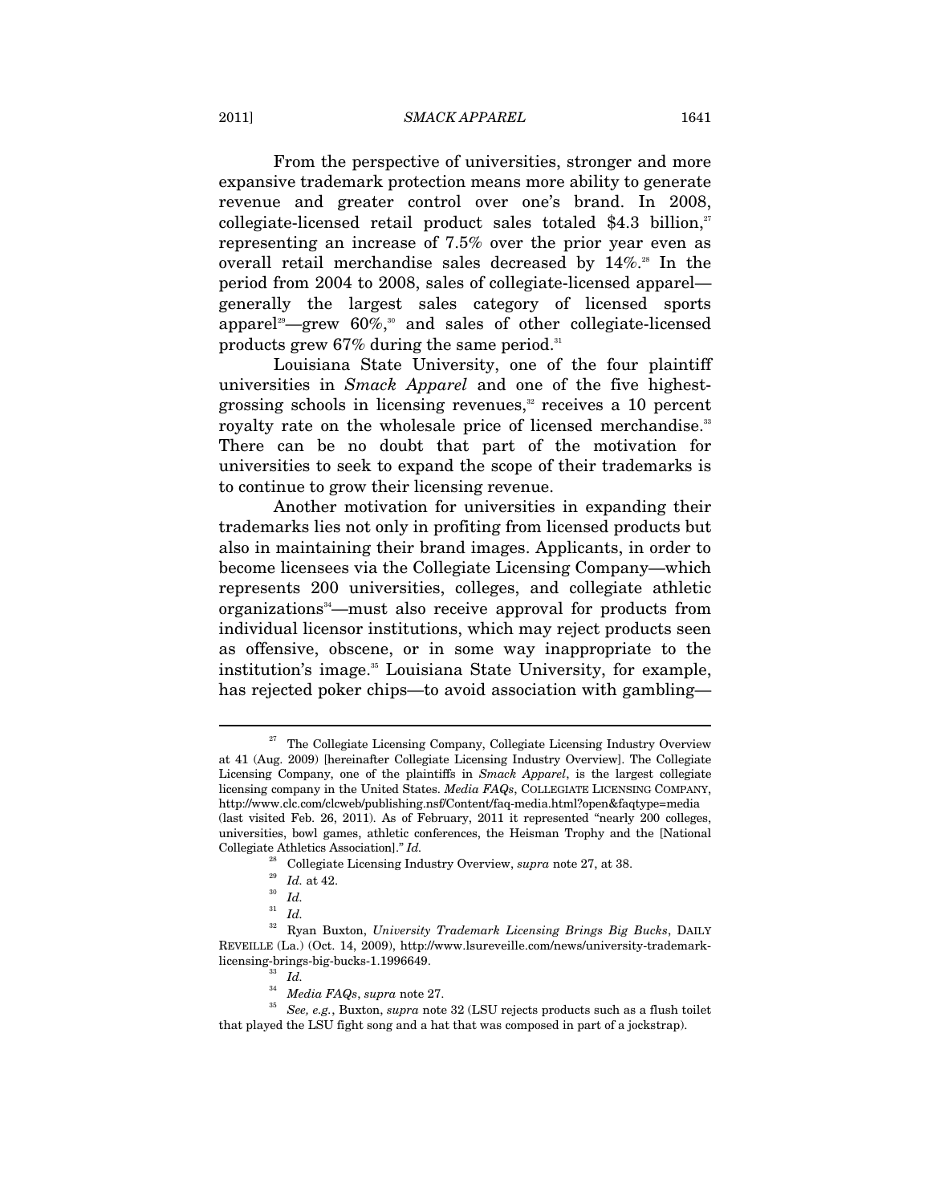From the perspective of universities, stronger and more expansive trademark protection means more ability to generate revenue and greater control over one's brand. In 2008, collegiate-licensed retail product sales totaled $4.3 billion,[27] representing an increase of 7.5% over the prior year even as overall retail merchandise sales decreased by 14%.[28] In the period from 2004 to 2008, sales of collegiate-licensed apparel—generally the largest sales category of licensed sports apparel[29]—grew 60%,[30] and sales of other collegiate-licensed products grew 67% during the same period.[31]

Louisiana State University, one of the four plaintiff universities in *Smack Apparel* and one of the five highest-grossing schools in licensing revenues,[32] receives a 10 percent royalty rate on the wholesale price of licensed merchandise.[33] There can be no doubt that part of the motivation for universities to seek to expand the scope of their trademarks is to continue to grow their licensing revenue.

Another motivation for universities in expanding their trademarks lies not only in profiting from licensed products but also in maintaining their brand images. Applicants, in order to become licensees via the Collegiate Licensing Company—which represents 200 universities, colleges, and collegiate athletic organizations[34]—must also receive approval for products from individual licensor institutions, which may reject products seen as offensive, obscene, or in some way inappropriate to the institution's image.[35] Louisiana State University, for example, has rejected poker chips—to avoid association with gambling—

---

[27] The Collegiate Licensing Company, Collegiate Licensing Industry Overview at 41 (Aug. 2009) [hereinafter Collegiate Licensing Industry Overview]. The Collegiate Licensing Company, one of the plaintiffs in *Smack Apparel*, is the largest collegiate licensing company in the United States. *Media FAQs*, COLLEGIATE LICENSING COMPANY, http://www.clc.com/clcweb/publishing.nsf/Content/faq-media.html?open&faqtype=media (last visited Feb. 26, 2011). As of February, 2011 it represented "nearly 200 colleges, universities, bowl games, athletic conferences, the Heisman Trophy and the [National Collegiate Athletics Association]." *Id.*

[28] Collegiate Licensing Industry Overview, *supra* note 27, at 38.

[29] *Id.* at 42.

[30] *Id.*

[31] *Id.*

[32] Ryan Buxton, *University Trademark Licensing Brings Big Bucks*, DAILY REVEILLE (La.) (Oct. 14, 2009), http://www.lsureveille.com/news/university-trademark-licensing-brings-big-bucks-1.1996649.

[33] *Id.*

[34] *Media FAQs*, *supra* note 27.

[35] *See, e.g.*, Buxton, *supra* note 32 (LSU rejects products such as a flush toilet that played the LSU fight song and a hat that was composed in part of a jockstrap).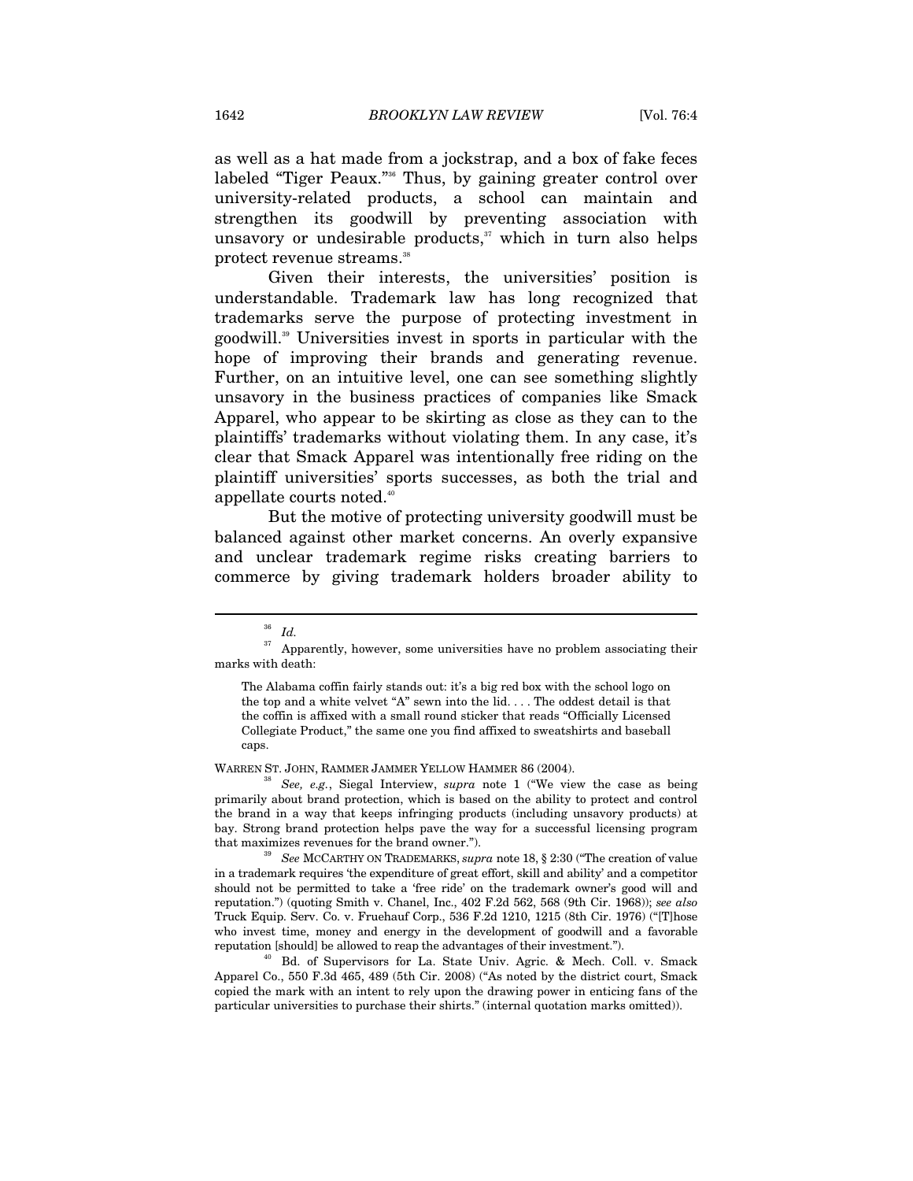as well as a hat made from a jockstrap, and a box of fake feces labeled "Tiger Peaux."[36] Thus, by gaining greater control over university-related products, a school can maintain and strengthen its goodwill by preventing association with unsavory or undesirable products,[37] which in turn also helps protect revenue streams.[38]

Given their interests, the universities' position is understandable. Trademark law has long recognized that trademarks serve the purpose of protecting investment in goodwill.[39] Universities invest in sports in particular with the hope of improving their brands and generating revenue. Further, on an intuitive level, one can see something slightly unsavory in the business practices of companies like Smack Apparel, who appear to be skirting as close as they can to the plaintiffs' trademarks without violating them. In any case, it's clear that Smack Apparel was intentionally free riding on the plaintiff universities' sports successes, as both the trial and appellate courts noted.[40]

But the motive of protecting university goodwill must be balanced against other market concerns. An overly expansive and unclear trademark regime risks creating barriers to commerce by giving trademark holders broader ability to

---

[36] *Id.*

[37] Apparently, however, some universities have no problem associating their marks with death:

> The Alabama coffin fairly stands out: it's a big red box with the school logo on the top and a white velvet "A" sewn into the lid. . . . The oddest detail is that the coffin is affixed with a small round sticker that reads "Officially Licensed Collegiate Product," the same one you find affixed to sweatshirts and baseball caps.

WARREN ST. JOHN, RAMMER JAMMER YELLOW HAMMER 86 (2004).

[38] *See, e.g.*, Siegal Interview, *supra* note 1 ("We view the case as being primarily about brand protection, which is based on the ability to protect and control the brand in a way that keeps infringing products (including unsavory products) at bay. Strong brand protection helps pave the way for a successful licensing program that maximizes revenues for the brand owner.").

[39] *See* MCCARTHY ON TRADEMARKS, *supra* note 18, § 2:30 ("The creation of value in a trademark requires 'the expenditure of great effort, skill and ability' and a competitor should not be permitted to take a 'free ride' on the trademark owner's good will and reputation.") (quoting Smith v. Chanel, Inc., 402 F.2d 562, 568 (9th Cir. 1968)); *see also* Truck Equip. Serv. Co. v. Fruehauf Corp., 536 F.2d 1210, 1215 (8th Cir. 1976) ("[T]hose who invest time, money and energy in the development of goodwill and a favorable reputation [should] be allowed to reap the advantages of their investment.").

[40] Bd. of Supervisors for La. State Univ. Agric. & Mech. Coll. v. Smack Apparel Co., 550 F.3d 465, 489 (5th Cir. 2008) ("As noted by the district court, Smack copied the mark with an intent to rely upon the drawing power in enticing fans of the particular universities to purchase their shirts." (internal quotation marks omitted)).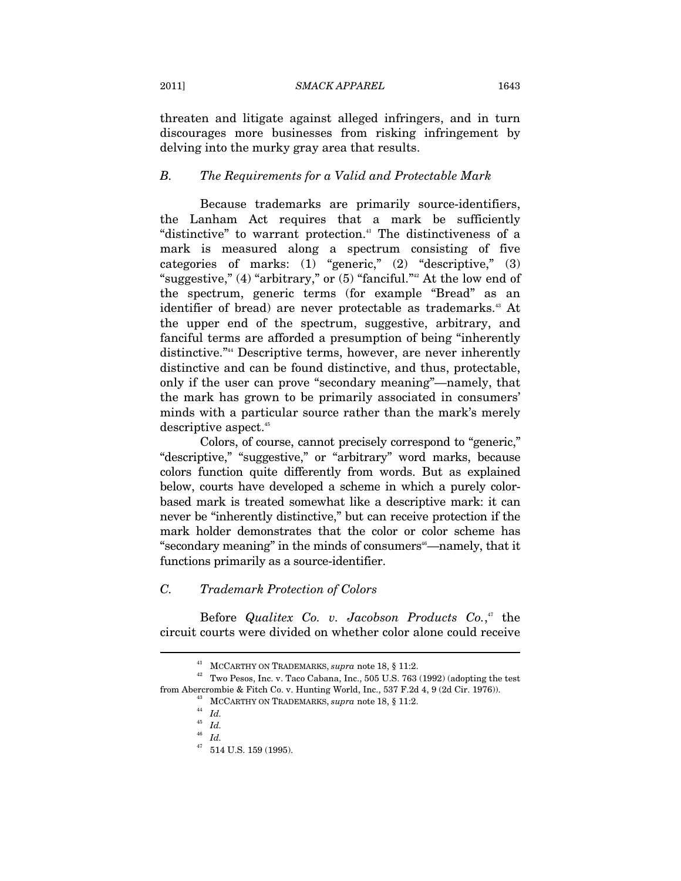threaten and litigate against alleged infringers, and in turn discourages more businesses from risking infringement by delving into the murky gray area that results.

### *B. The Requirements for a Valid and Protectable Mark*

Because trademarks are primarily source-identifiers, the Lanham Act requires that a mark be sufficiently "distinctive" to warrant protection.[41] The distinctiveness of a mark is measured along a spectrum consisting of five categories of marks: (1) "generic," (2) "descriptive," (3) "suggestive," (4) "arbitrary," or (5) "fanciful."[42] At the low end of the spectrum, generic terms (for example "Bread" as an identifier of bread) are never protectable as trademarks.[43] At the upper end of the spectrum, suggestive, arbitrary, and fanciful terms are afforded a presumption of being "inherently distinctive."[44] Descriptive terms, however, are never inherently distinctive and can be found distinctive, and thus, protectable, only if the user can prove "secondary meaning"—namely, that the mark has grown to be primarily associated in consumers' minds with a particular source rather than the mark's merely descriptive aspect.[45]

Colors, of course, cannot precisely correspond to "generic," "descriptive," "suggestive," or "arbitrary" word marks, because colors function quite differently from words. But as explained below, courts have developed a scheme in which a purely color-based mark is treated somewhat like a descriptive mark: it can never be "inherently distinctive," but can receive protection if the mark holder demonstrates that the color or color scheme has "secondary meaning" in the minds of consumers[46]—namely, that it functions primarily as a source-identifier.

### *C. Trademark Protection of Colors*

Before *Qualitex Co. v. Jacobson Products Co.*,[47] the circuit courts were divided on whether color alone could receive

---

[41] MCCARTHY ON TRADEMARKS, *supra* note 18, § 11:2.

[42] Two Pesos, Inc. v. Taco Cabana, Inc., 505 U.S. 763 (1992) (adopting the test from Abercrombie & Fitch Co. v. Hunting World, Inc., 537 F.2d 4, 9 (2d Cir. 1976)).

[43] MCCARTHY ON TRADEMARKS, *supra* note 18, § 11:2.

[44] *Id.*

[45] *Id.*

[46] *Id.*

[47] 514 U.S. 159 (1995).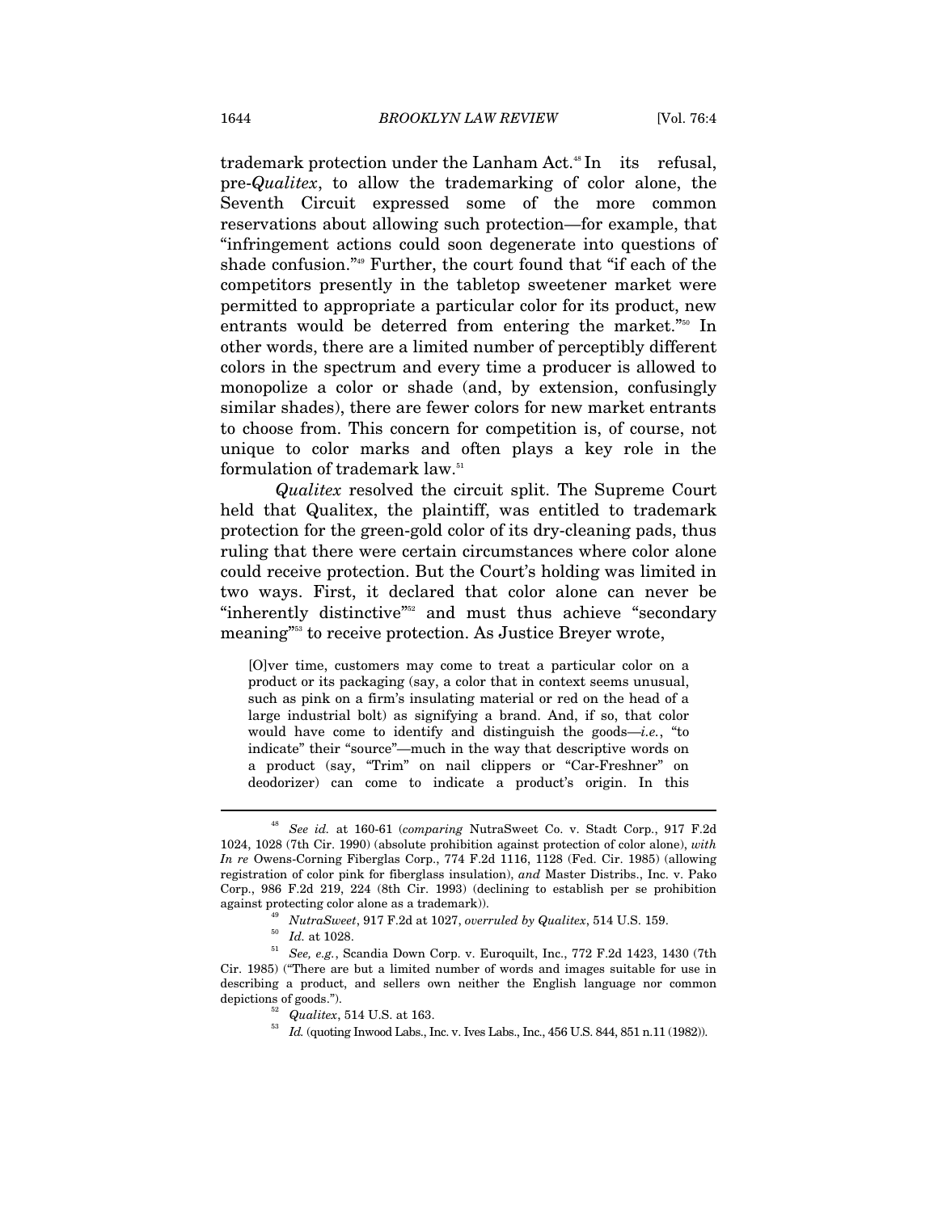trademark protection under the Lanham Act.[48] In its refusal, pre-*Qualitex*, to allow the trademarking of color alone, the Seventh Circuit expressed some of the more common reservations about allowing such protection—for example, that "infringement actions could soon degenerate into questions of shade confusion."[49] Further, the court found that "if each of the competitors presently in the tabletop sweetener market were permitted to appropriate a particular color for its product, new entrants would be deterred from entering the market."[50] In other words, there are a limited number of perceptibly different colors in the spectrum and every time a producer is allowed to monopolize a color or shade (and, by extension, confusingly similar shades), there are fewer colors for new market entrants to choose from. This concern for competition is, of course, not unique to color marks and often plays a key role in the formulation of trademark law.[51]

*Qualitex* resolved the circuit split. The Supreme Court held that Qualitex, the plaintiff, was entitled to trademark protection for the green-gold color of its dry-cleaning pads, thus ruling that there were certain circumstances where color alone could receive protection. But the Court's holding was limited in two ways. First, it declared that color alone can never be "inherently distinctive"[52] and must thus achieve "secondary meaning"[53] to receive protection. As Justice Breyer wrote,

> [O]ver time, customers may come to treat a particular color on a product or its packaging (say, a color that in context seems unusual, such as pink on a firm's insulating material or red on the head of a large industrial bolt) as signifying a brand. And, if so, that color would have come to identify and distinguish the goods—*i.e.*, "to indicate" their "source"—much in the way that descriptive words on a product (say, "Trim" on nail clippers or "Car-Freshner" on deodorizer) can come to indicate a product's origin. In this

---

[48] *See id.* at 160-61 (*comparing* NutraSweet Co. v. Stadt Corp., 917 F.2d 1024, 1028 (7th Cir. 1990) (absolute prohibition against protection of color alone), *with In re* Owens-Corning Fiberglas Corp., 774 F.2d 1116, 1128 (Fed. Cir. 1985) (allowing registration of color pink for fiberglass insulation), *and* Master Distribs., Inc. v. Pako Corp., 986 F.2d 219, 224 (8th Cir. 1993) (declining to establish per se prohibition against protecting color alone as a trademark)).

[49] *NutraSweet*, 917 F.2d at 1027, *overruled by Qualitex*, 514 U.S. 159.

[50] *Id.* at 1028.

[51] *See, e.g.*, Scandia Down Corp. v. Euroquilt, Inc., 772 F.2d 1423, 1430 (7th Cir. 1985) ("There are but a limited number of words and images suitable for use in describing a product, and sellers own neither the English language nor common depictions of goods.").

[52] *Qualitex*, 514 U.S. at 163.

[53] *Id.* (quoting Inwood Labs., Inc. v. Ives Labs., Inc., 456 U.S. 844, 851 n.11 (1982)).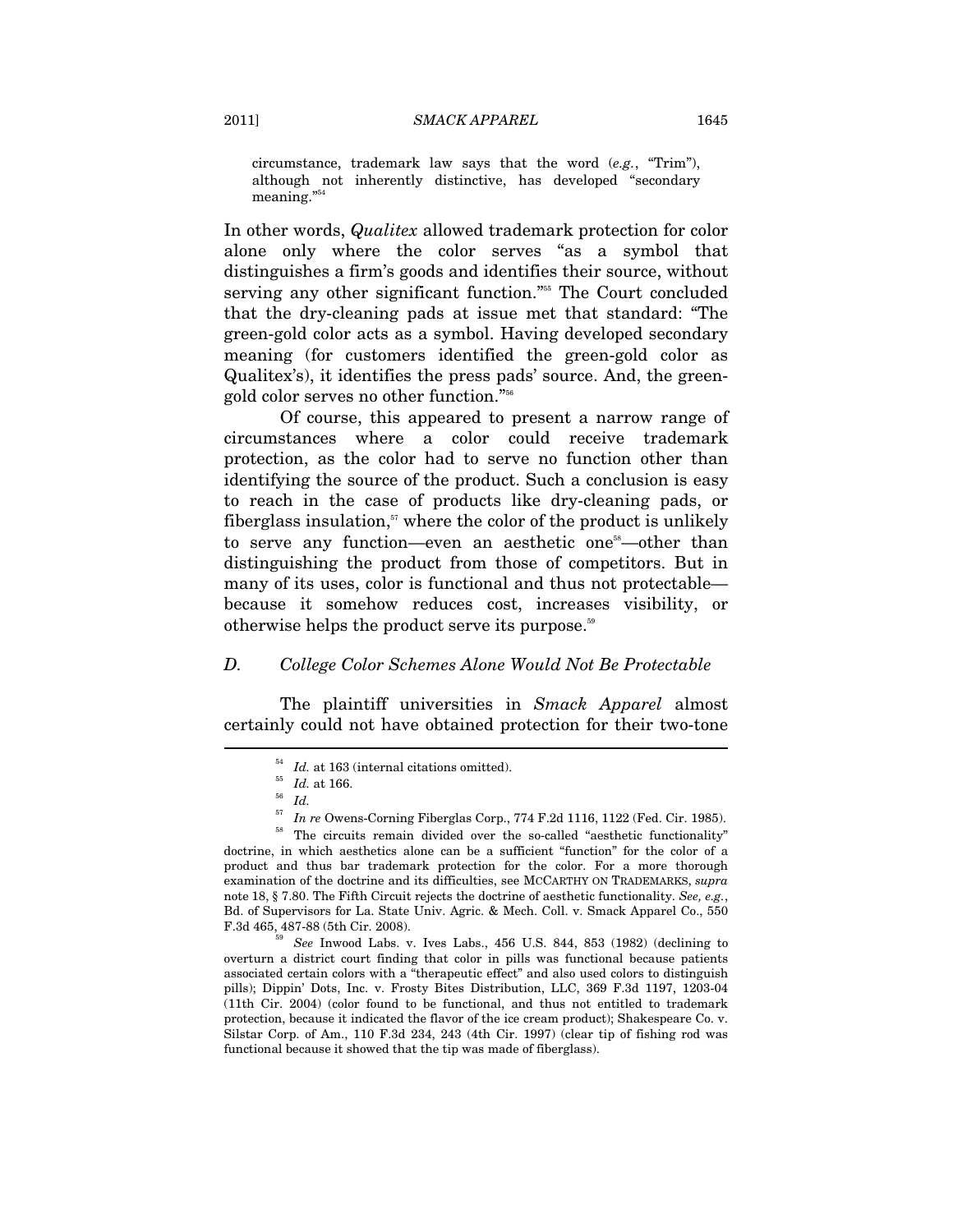circumstance, trademark law says that the word (*e.g.*, "Trim"), although not inherently distinctive, has developed "secondary meaning."[54]

In other words, *Qualitex* allowed trademark protection for color alone only where the color serves "as a symbol that distinguishes a firm's goods and identifies their source, without serving any other significant function."[55] The Court concluded that the dry-cleaning pads at issue met that standard: "The green-gold color acts as a symbol. Having developed secondary meaning (for customers identified the green-gold color as Qualitex's), it identifies the press pads' source. And, the green-gold color serves no other function."[56]

Of course, this appeared to present a narrow range of circumstances where a color could receive trademark protection, as the color had to serve no function other than identifying the source of the product. Such a conclusion is easy to reach in the case of products like dry-cleaning pads, or fiberglass insulation,[57] where the color of the product is unlikely to serve any function—even an aesthetic one[58]—other than distinguishing the product from those of competitors. But in many of its uses, color is functional and thus not protectable—because it somehow reduces cost, increases visibility, or otherwise helps the product serve its purpose.[59]

### *D. College Color Schemes Alone Would Not Be Protectable*

The plaintiff universities in *Smack Apparel* almost certainly could not have obtained protection for their two-tone

---

[54] *Id.* at 163 (internal citations omitted).

[55] *Id.* at 166.

[56] *Id.*

[57] *In re* Owens-Corning Fiberglas Corp., 774 F.2d 1116, 1122 (Fed. Cir. 1985).

[58] The circuits remain divided over the so-called "aesthetic functionality" doctrine, in which aesthetics alone can be a sufficient "function" for the color of a product and thus bar trademark protection for the color. For a more thorough examination of the doctrine and its difficulties, see MCCARTHY ON TRADEMARKS, *supra* note 18, § 7.80. The Fifth Circuit rejects the doctrine of aesthetic functionality. *See, e.g.*, Bd. of Supervisors for La. State Univ. Agric. & Mech. Coll. v. Smack Apparel Co., 550 F.3d 465, 487-88 (5th Cir. 2008).

[59] *See* Inwood Labs. v. Ives Labs., 456 U.S. 844, 853 (1982) (declining to overturn a district court finding that color in pills was functional because patients associated certain colors with a "therapeutic effect" and also used colors to distinguish pills); Dippin' Dots, Inc. v. Frosty Bites Distribution, LLC, 369 F.3d 1197, 1203-04 (11th Cir. 2004) (color found to be functional, and thus not entitled to trademark protection, because it indicated the flavor of the ice cream product); Shakespeare Co. v. Silstar Corp. of Am., 110 F.3d 234, 243 (4th Cir. 1997) (clear tip of fishing rod was functional because it showed that the tip was made of fiberglass).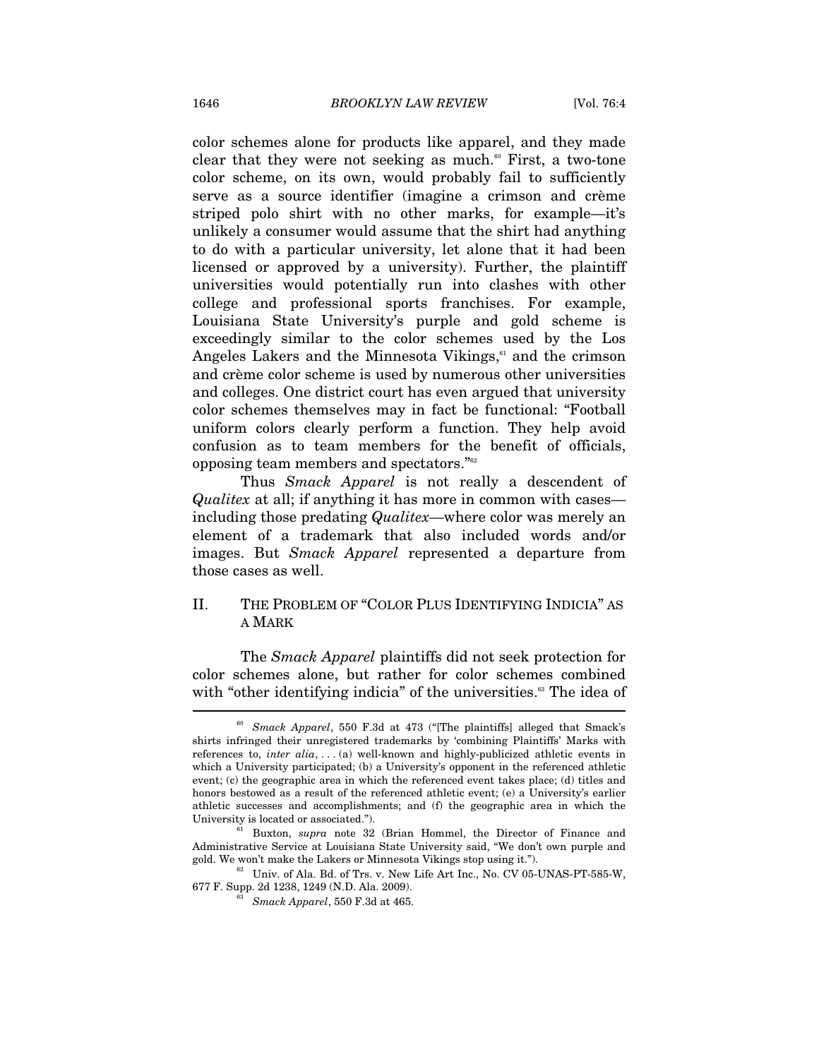color schemes alone for products like apparel, and they made clear that they were not seeking as much.[60] First, a two-tone color scheme, on its own, would probably fail to sufficiently serve as a source identifier (imagine a crimson and crème striped polo shirt with no other marks, for example—it's unlikely a consumer would assume that the shirt had anything to do with a particular university, let alone that it had been licensed or approved by a university). Further, the plaintiff universities would potentially run into clashes with other college and professional sports franchises. For example, Louisiana State University's purple and gold scheme is exceedingly similar to the color schemes used by the Los Angeles Lakers and the Minnesota Vikings,[61] and the crimson and crème color scheme is used by numerous other universities and colleges. One district court has even argued that university color schemes themselves may in fact be functional: "Football uniform colors clearly perform a function. They help avoid confusion as to team members for the benefit of officials, opposing team members and spectators."[62]

Thus *Smack Apparel* is not really a descendent of *Qualitex* at all; if anything it has more in common with cases—including those predating *Qualitex*—where color was merely an element of a trademark that also included words and/or images. But *Smack Apparel* represented a departure from those cases as well.

## II. The Problem of "Color Plus Identifying Indicia" as a Mark

The *Smack Apparel* plaintiffs did not seek protection for color schemes alone, but rather for color schemes combined with "other identifying indicia" of the universities.[63] The idea of

---

[60] *Smack Apparel*, 550 F.3d at 473 ("[The plaintiffs] alleged that Smack's shirts infringed their unregistered trademarks by 'combining Plaintiffs' Marks with references to, *inter alia*, . . . (a) well-known and highly-publicized athletic events in which a University participated; (b) a University's opponent in the referenced athletic event; (c) the geographic area in which the referenced event takes place; (d) titles and honors bestowed as a result of the referenced athletic event; (e) a University's earlier athletic successes and accomplishments; and (f) the geographic area in which the University is located or associated.").

[61] Buxton, *supra* note 32 (Brian Hommel, the Director of Finance and Administrative Service at Louisiana State University said, "We don't own purple and gold. We won't make the Lakers or Minnesota Vikings stop using it.").

[62] Univ. of Ala. Bd. of Trs. v. New Life Art Inc., No. CV 05-UNAS-PT-585-W, 677 F. Supp. 2d 1238, 1249 (N.D. Ala. 2009).

[63] *Smack Apparel*, 550 F.3d at 465.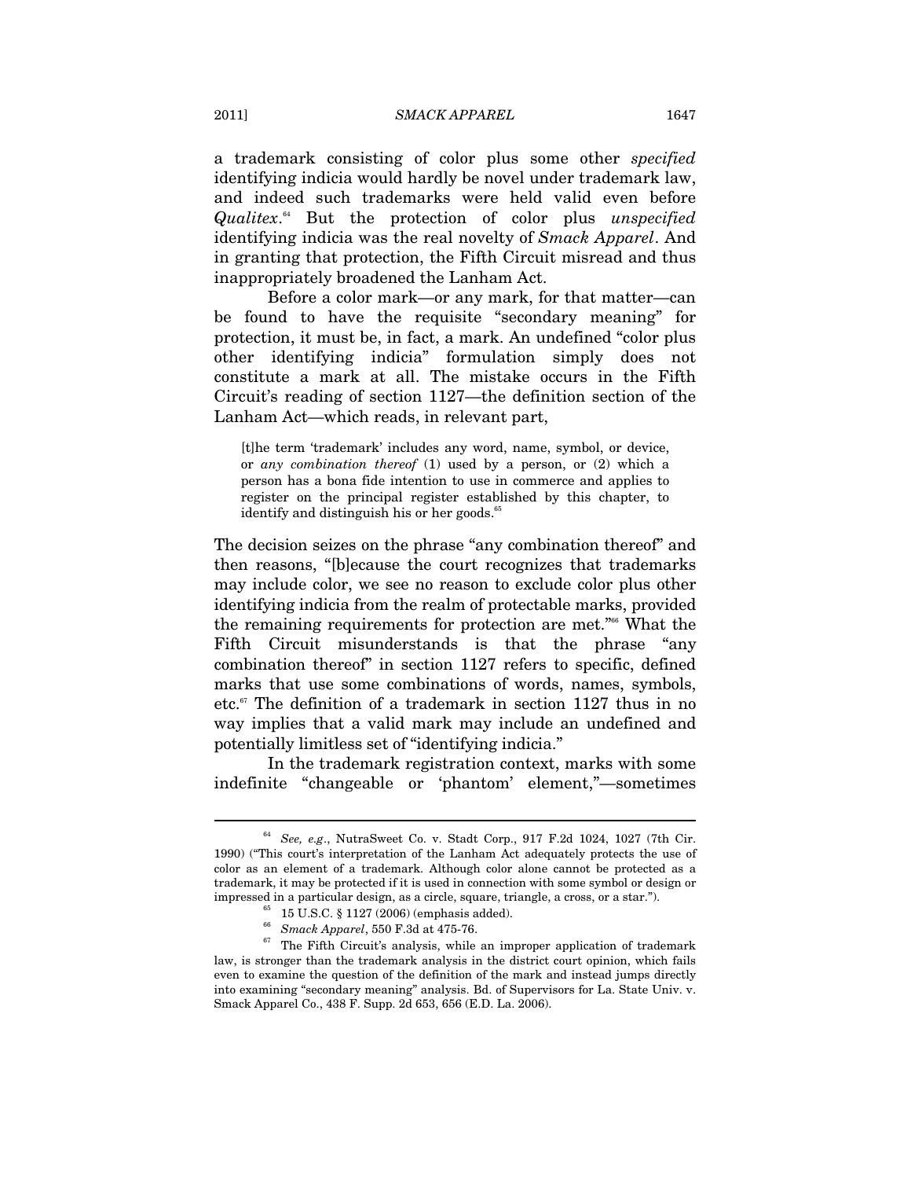a trademark consisting of color plus some other *specified* identifying indicia would hardly be novel under trademark law, and indeed such trademarks were held valid even before *Qualitex*.[64] But the protection of color plus *unspecified* identifying indicia was the real novelty of *Smack Apparel*. And in granting that protection, the Fifth Circuit misread and thus inappropriately broadened the Lanham Act.

Before a color mark—or any mark, for that matter—can be found to have the requisite "secondary meaning" for protection, it must be, in fact, a mark. An undefined "color plus other identifying indicia" formulation simply does not constitute a mark at all. The mistake occurs in the Fifth Circuit's reading of section 1127—the definition section of the Lanham Act—which reads, in relevant part,

> [t]he term 'trademark' includes any word, name, symbol, or device, or *any combination thereof* (1) used by a person, or (2) which a person has a bona fide intention to use in commerce and applies to register on the principal register established by this chapter, to identify and distinguish his or her goods.[65]

The decision seizes on the phrase "any combination thereof" and then reasons, "[b]ecause the court recognizes that trademarks may include color, we see no reason to exclude color plus other identifying indicia from the realm of protectable marks, provided the remaining requirements for protection are met."[66] What the Fifth Circuit misunderstands is that the phrase "any combination thereof" in section 1127 refers to specific, defined marks that use some combinations of words, names, symbols, etc.[67] The definition of a trademark in section 1127 thus in no way implies that a valid mark may include an undefined and potentially limitless set of "identifying indicia."

In the trademark registration context, marks with some indefinite "changeable or 'phantom' element,"—sometimes

---

[64] *See, e.g.*, NutraSweet Co. v. Stadt Corp., 917 F.2d 1024, 1027 (7th Cir. 1990) ("This court's interpretation of the Lanham Act adequately protects the use of color as an element of a trademark. Although color alone cannot be protected as a trademark, it may be protected if it is used in connection with some symbol or design or impressed in a particular design, as a circle, square, triangle, a cross, or a star.").

[65] 15 U.S.C. § 1127 (2006) (emphasis added).

[66] *Smack Apparel*, 550 F.3d at 475-76.

[67] The Fifth Circuit's analysis, while an improper application of trademark law, is stronger than the trademark analysis in the district court opinion, which fails even to examine the question of the definition of the mark and instead jumps directly into examining "secondary meaning" analysis. Bd. of Supervisors for La. State Univ. v. Smack Apparel Co., 438 F. Supp. 2d 653, 656 (E.D. La. 2006).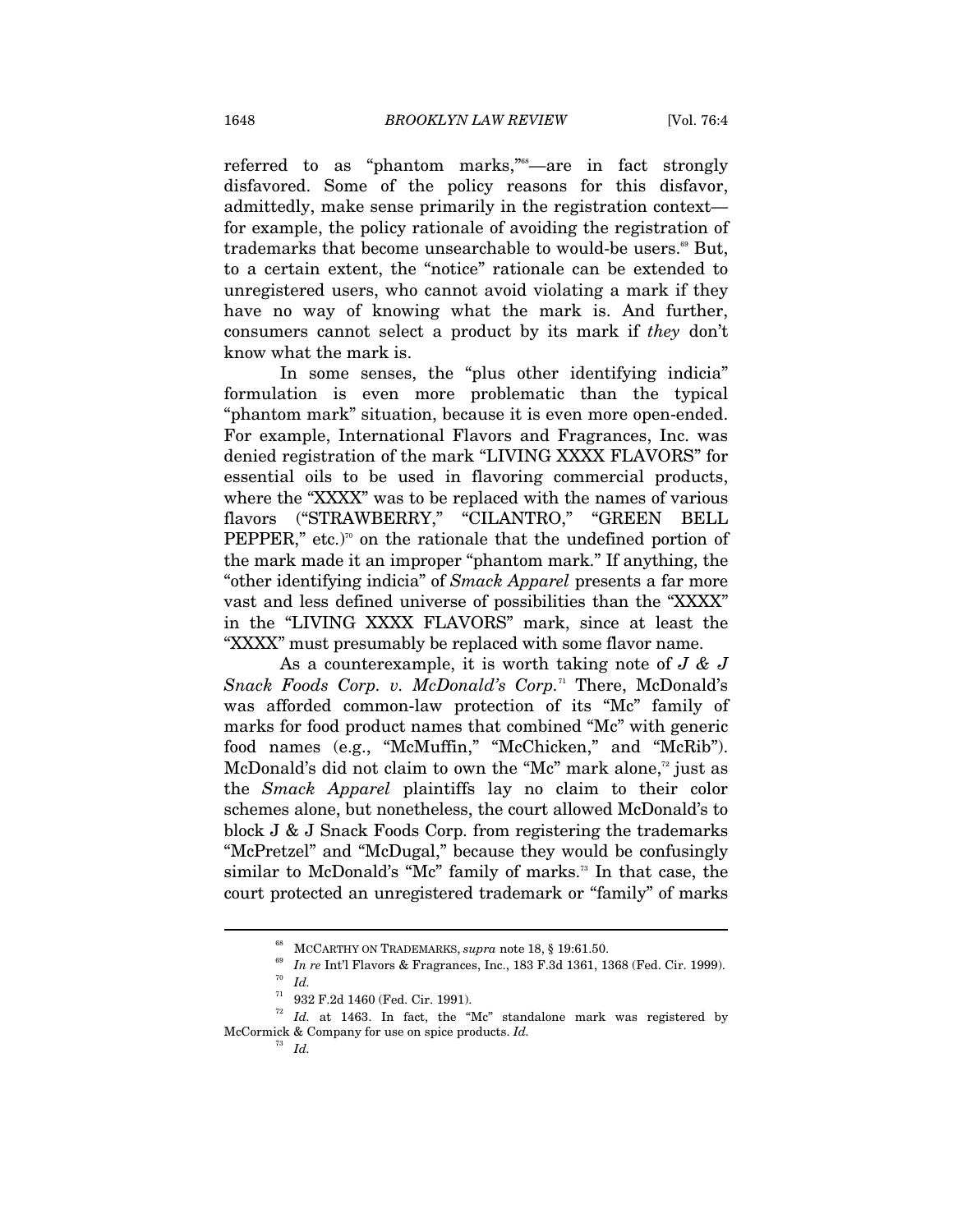referred to as "phantom marks,"[68]—are in fact strongly disfavored. Some of the policy reasons for this disfavor, admittedly, make sense primarily in the registration context—for example, the policy rationale of avoiding the registration of trademarks that become unsearchable to would-be users.[69] But, to a certain extent, the "notice" rationale can be extended to unregistered users, who cannot avoid violating a mark if they have no way of knowing what the mark is. And further, consumers cannot select a product by its mark if *they* don't know what the mark is.

In some senses, the "plus other identifying indicia" formulation is even more problematic than the typical "phantom mark" situation, because it is even more open-ended. For example, International Flavors and Fragrances, Inc. was denied registration of the mark "LIVING XXXX FLAVORS" for essential oils to be used in flavoring commercial products, where the "XXXX" was to be replaced with the names of various flavors ("STRAWBERRY," "CILANTRO," "GREEN BELL PEPPER," etc.)[70] on the rationale that the undefined portion of the mark made it an improper "phantom mark." If anything, the "other identifying indicia" of *Smack Apparel* presents a far more vast and less defined universe of possibilities than the "XXXX" in the "LIVING XXXX FLAVORS" mark, since at least the "XXXX" must presumably be replaced with some flavor name.

As a counterexample, it is worth taking note of *J & J Snack Foods Corp. v. McDonald's Corp.*[71] There, McDonald's was afforded common-law protection of its "Mc" family of marks for food product names that combined "Mc" with generic food names (e.g., "McMuffin," "McChicken," and "McRib"). McDonald's did not claim to own the "Mc" mark alone,[72] just as the *Smack Apparel* plaintiffs lay no claim to their color schemes alone, but nonetheless, the court allowed McDonald's to block J & J Snack Foods Corp. from registering the trademarks "McPretzel" and "McDugal," because they would be confusingly similar to McDonald's "Mc" family of marks.[73] In that case, the court protected an unregistered trademark or "family" of marks

---

[68] MCCARTHY ON TRADEMARKS, *supra* note 18, § 19:61.50.

[69] *In re* Int'l Flavors & Fragrances, Inc., 183 F.3d 1361, 1368 (Fed. Cir. 1999).

[70] *Id.*

[71] 932 F.2d 1460 (Fed. Cir. 1991).

[72] *Id.* at 1463. In fact, the "Mc" standalone mark was registered by McCormick & Company for use on spice products. *Id.*

[73] *Id.*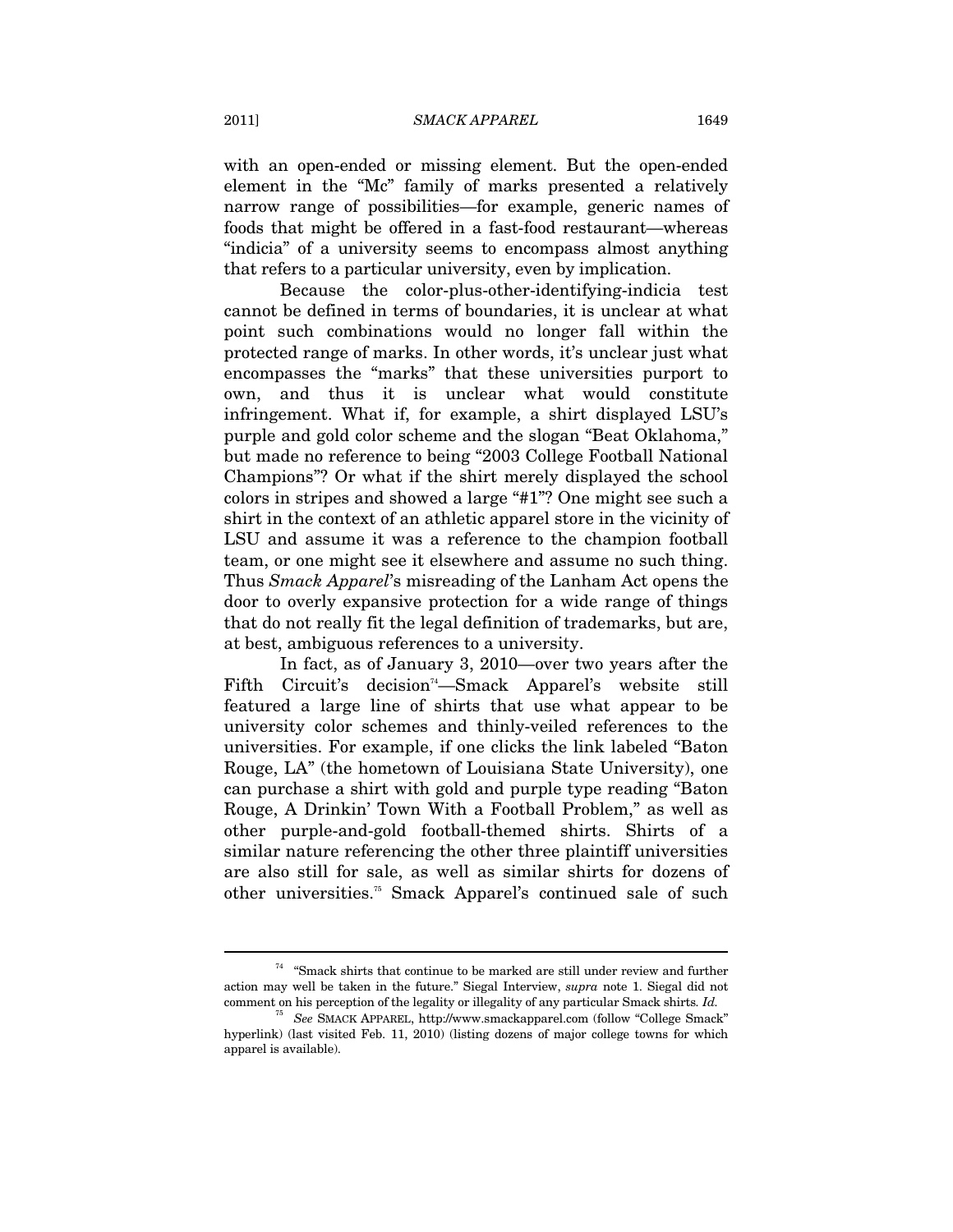with an open-ended or missing element. But the open-ended element in the "Mc" family of marks presented a relatively narrow range of possibilities—for example, generic names of foods that might be offered in a fast-food restaurant—whereas "indicia" of a university seems to encompass almost anything that refers to a particular university, even by implication.

Because the color-plus-other-identifying-indicia test cannot be defined in terms of boundaries, it is unclear at what point such combinations would no longer fall within the protected range of marks. In other words, it's unclear just what encompasses the "marks" that these universities purport to own, and thus it is unclear what would constitute infringement. What if, for example, a shirt displayed LSU's purple and gold color scheme and the slogan "Beat Oklahoma," but made no reference to being "2003 College Football National Champions"? Or what if the shirt merely displayed the school colors in stripes and showed a large "#1"? One might see such a shirt in the context of an athletic apparel store in the vicinity of LSU and assume it was a reference to the champion football team, or one might see it elsewhere and assume no such thing. Thus *Smack Apparel*'s misreading of the Lanham Act opens the door to overly expansive protection for a wide range of things that do not really fit the legal definition of trademarks, but are, at best, ambiguous references to a university.

In fact, as of January 3, 2010—over two years after the Fifth Circuit's decision[74]—Smack Apparel's website still featured a large line of shirts that use what appear to be university color schemes and thinly-veiled references to the universities. For example, if one clicks the link labeled "Baton Rouge, LA" (the hometown of Louisiana State University), one can purchase a shirt with gold and purple type reading "Baton Rouge, A Drinkin' Town With a Football Problem," as well as other purple-and-gold football-themed shirts. Shirts of a similar nature referencing the other three plaintiff universities are also still for sale, as well as similar shirts for dozens of other universities.[75] Smack Apparel's continued sale of such

---

[74] "Smack shirts that continue to be marked are still under review and further action may well be taken in the future." Siegal Interview, *supra* note 1. Siegal did not comment on his perception of the legality or illegality of any particular Smack shirts. *Id.*

[75] *See* SMACK APPAREL, http://www.smackapparel.com (follow "College Smack" hyperlink) (last visited Feb. 11, 2010) (listing dozens of major college towns for which apparel is available).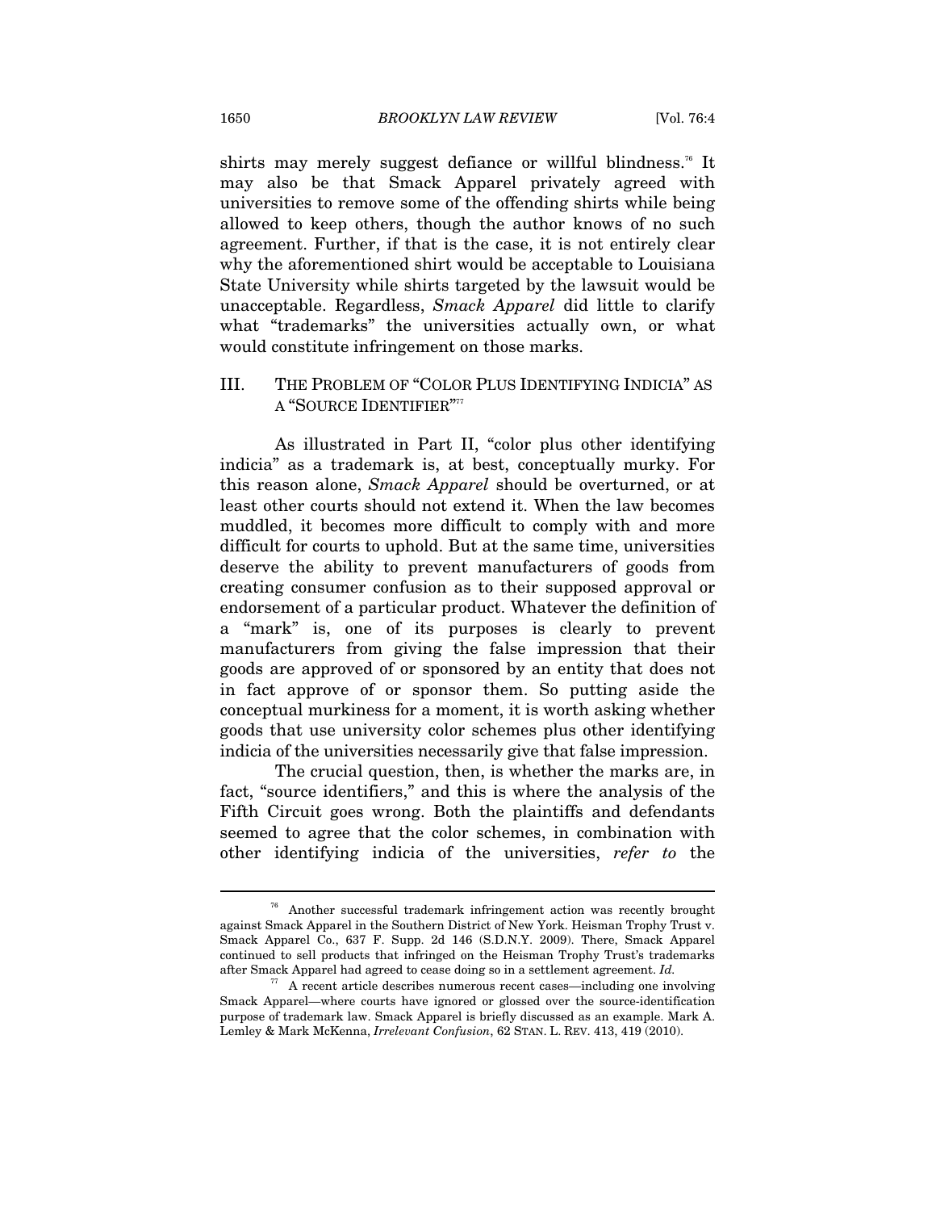shirts may merely suggest defiance or willful blindness.[76] It may also be that Smack Apparel privately agreed with universities to remove some of the offending shirts while being allowed to keep others, though the author knows of no such agreement. Further, if that is the case, it is not entirely clear why the aforementioned shirt would be acceptable to Louisiana State University while shirts targeted by the lawsuit would be unacceptable. Regardless, *Smack Apparel* did little to clarify what "trademarks" the universities actually own, or what would constitute infringement on those marks.

## III. THE PROBLEM OF "COLOR PLUS IDENTIFYING INDICIA" AS A "SOURCE IDENTIFIER"[77]

As illustrated in Part II, "color plus other identifying indicia" as a trademark is, at best, conceptually murky. For this reason alone, *Smack Apparel* should be overturned, or at least other courts should not extend it. When the law becomes muddled, it becomes more difficult to comply with and more difficult for courts to uphold. But at the same time, universities deserve the ability to prevent manufacturers of goods from creating consumer confusion as to their supposed approval or endorsement of a particular product. Whatever the definition of a "mark" is, one of its purposes is clearly to prevent manufacturers from giving the false impression that their goods are approved of or sponsored by an entity that does not in fact approve of or sponsor them. So putting aside the conceptual murkiness for a moment, it is worth asking whether goods that use university color schemes plus other identifying indicia of the universities necessarily give that false impression.

The crucial question, then, is whether the marks are, in fact, "source identifiers," and this is where the analysis of the Fifth Circuit goes wrong. Both the plaintiffs and defendants seemed to agree that the color schemes, in combination with other identifying indicia of the universities, *refer to* the

---

[76] Another successful trademark infringement action was recently brought against Smack Apparel in the Southern District of New York. Heisman Trophy Trust v. Smack Apparel Co., 637 F. Supp. 2d 146 (S.D.N.Y. 2009). There, Smack Apparel continued to sell products that infringed on the Heisman Trophy Trust's trademarks after Smack Apparel had agreed to cease doing so in a settlement agreement. *Id.*

[77] A recent article describes numerous recent cases—including one involving Smack Apparel—where courts have ignored or glossed over the source-identification purpose of trademark law. Smack Apparel is briefly discussed as an example. Mark A. Lemley & Mark McKenna, *Irrelevant Confusion*, 62 STAN. L. REV. 413, 419 (2010).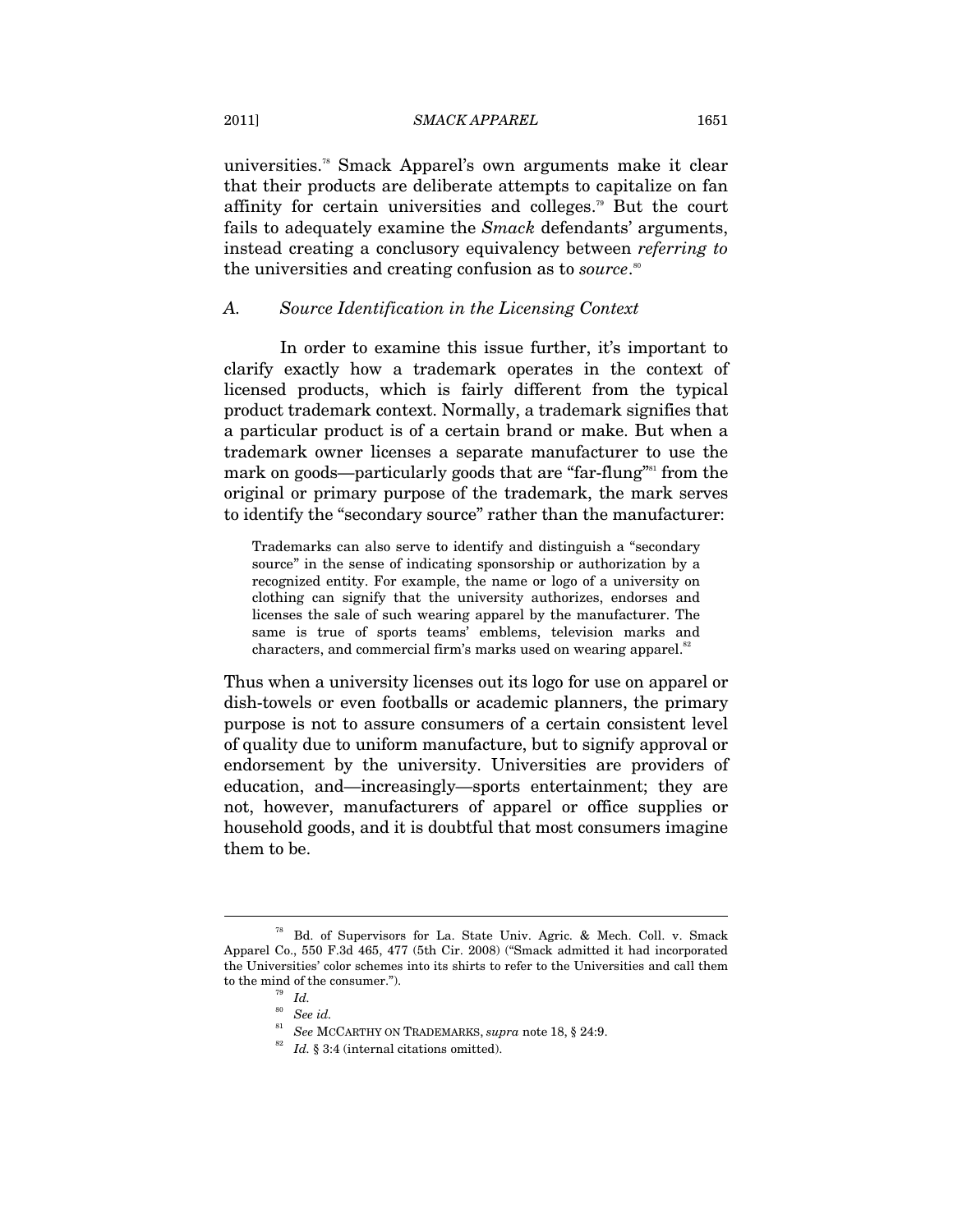universities.[78] Smack Apparel's own arguments make it clear that their products are deliberate attempts to capitalize on fan affinity for certain universities and colleges.[79] But the court fails to adequately examine the *Smack* defendants' arguments, instead creating a conclusory equivalency between *referring to* the universities and creating confusion as to *source*.[80]

### *A. Source Identification in the Licensing Context*

In order to examine this issue further, it's important to clarify exactly how a trademark operates in the context of licensed products, which is fairly different from the typical product trademark context. Normally, a trademark signifies that a particular product is of a certain brand or make. But when a trademark owner licenses a separate manufacturer to use the mark on goods—particularly goods that are "far-flung"[81] from the original or primary purpose of the trademark, the mark serves to identify the "secondary source" rather than the manufacturer:

> Trademarks can also serve to identify and distinguish a "secondary source" in the sense of indicating sponsorship or authorization by a recognized entity. For example, the name or logo of a university on clothing can signify that the university authorizes, endorses and licenses the sale of such wearing apparel by the manufacturer. The same is true of sports teams' emblems, television marks and characters, and commercial firm's marks used on wearing apparel.[82]

Thus when a university licenses out its logo for use on apparel or dish-towels or even footballs or academic planners, the primary purpose is not to assure consumers of a certain consistent level of quality due to uniform manufacture, but to signify approval or endorsement by the university. Universities are providers of education, and—increasingly—sports entertainment; they are not, however, manufacturers of apparel or office supplies or household goods, and it is doubtful that most consumers imagine them to be.

---

[78] Bd. of Supervisors for La. State Univ. Agric. & Mech. Coll. v. Smack Apparel Co., 550 F.3d 465, 477 (5th Cir. 2008) ("Smack admitted it had incorporated the Universities' color schemes into its shirts to refer to the Universities and call them to the mind of the consumer.").

[79] *Id.*

[80] *See id.*

[81] *See* MCCARTHY ON TRADEMARKS, *supra* note 18, § 24:9.

[82] *Id.* § 3:4 (internal citations omitted).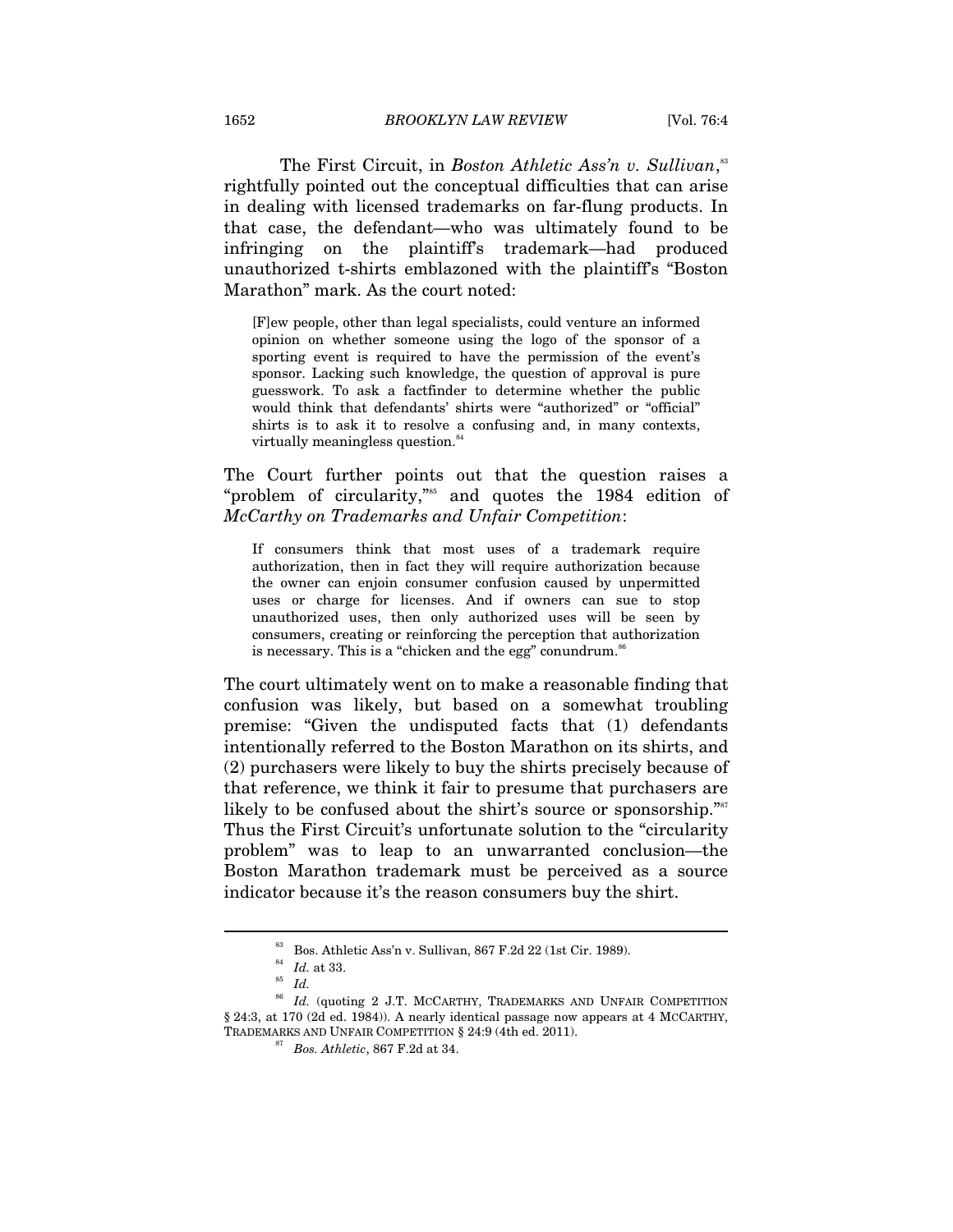The First Circuit, in *Boston Athletic Ass'n v. Sullivan*,[83] rightfully pointed out the conceptual difficulties that can arise in dealing with licensed trademarks on far-flung products. In that case, the defendant—who was ultimately found to be infringing on the plaintiff's trademark—had produced unauthorized t-shirts emblazoned with the plaintiff's "Boston Marathon" mark. As the court noted:

> [F]ew people, other than legal specialists, could venture an informed opinion on whether someone using the logo of the sponsor of a sporting event is required to have the permission of the event's sponsor. Lacking such knowledge, the question of approval is pure guesswork. To ask a factfinder to determine whether the public would think that defendants' shirts were "authorized" or "official" shirts is to ask it to resolve a confusing and, in many contexts, virtually meaningless question.[84]

The Court further points out that the question raises a "problem of circularity,"[85] and quotes the 1984 edition of *McCarthy on Trademarks and Unfair Competition*:

> If consumers think that most uses of a trademark require authorization, then in fact they will require authorization because the owner can enjoin consumer confusion caused by unpermitted uses or charge for licenses. And if owners can sue to stop unauthorized uses, then only authorized uses will be seen by consumers, creating or reinforcing the perception that authorization is necessary. This is a "chicken and the egg" conundrum.[86]

The court ultimately went on to make a reasonable finding that confusion was likely, but based on a somewhat troubling premise: "Given the undisputed facts that (1) defendants intentionally referred to the Boston Marathon on its shirts, and (2) purchasers were likely to buy the shirts precisely because of that reference, we think it fair to presume that purchasers are likely to be confused about the shirt's source or sponsorship."[87] Thus the First Circuit's unfortunate solution to the "circularity problem" was to leap to an unwarranted conclusion—the Boston Marathon trademark must be perceived as a source indicator because it's the reason consumers buy the shirt.

---

[83] Bos. Athletic Ass'n v. Sullivan, 867 F.2d 22 (1st Cir. 1989).

[84] *Id.* at 33.

[85] *Id.*

[86] *Id.* (quoting 2 J.T. MCCARTHY, TRADEMARKS AND UNFAIR COMPETITION § 24:3, at 170 (2d ed. 1984)). A nearly identical passage now appears at 4 MCCARTHY, TRADEMARKS AND UNFAIR COMPETITION § 24:9 (4th ed. 2011).

[87] *Bos. Athletic*, 867 F.2d at 34.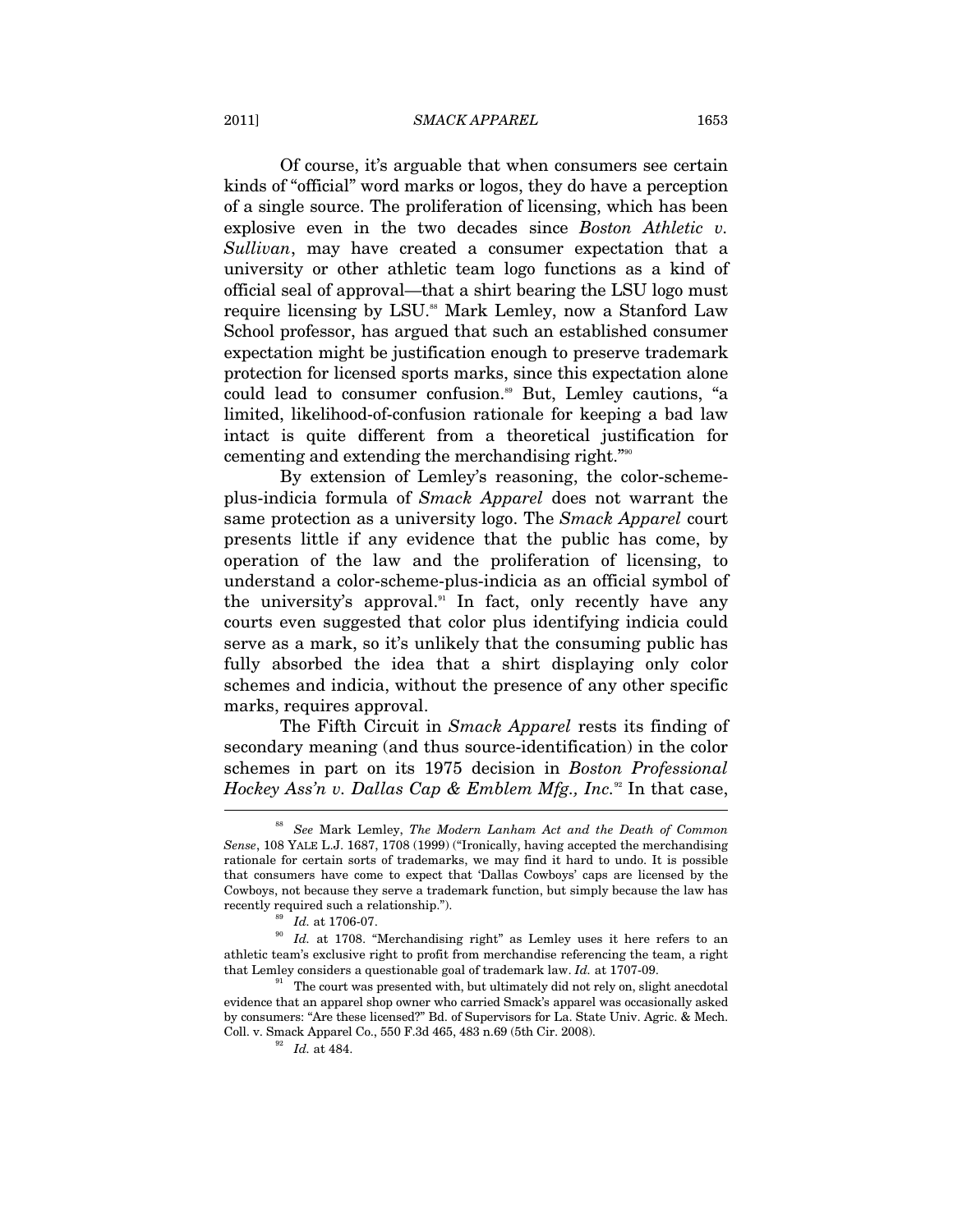Of course, it's arguable that when consumers see certain kinds of "official" word marks or logos, they do have a perception of a single source. The proliferation of licensing, which has been explosive even in the two decades since *Boston Athletic v. Sullivan*, may have created a consumer expectation that a university or other athletic team logo functions as a kind of official seal of approval—that a shirt bearing the LSU logo must require licensing by LSU.[88] Mark Lemley, now a Stanford Law School professor, has argued that such an established consumer expectation might be justification enough to preserve trademark protection for licensed sports marks, since this expectation alone could lead to consumer confusion.[89] But, Lemley cautions, "a limited, likelihood-of-confusion rationale for keeping a bad law intact is quite different from a theoretical justification for cementing and extending the merchandising right."[90]

By extension of Lemley's reasoning, the color-scheme-plus-indicia formula of *Smack Apparel* does not warrant the same protection as a university logo. The *Smack Apparel* court presents little if any evidence that the public has come, by operation of the law and the proliferation of licensing, to understand a color-scheme-plus-indicia as an official symbol of the university's approval.[91] In fact, only recently have any courts even suggested that color plus identifying indicia could serve as a mark, so it's unlikely that the consuming public has fully absorbed the idea that a shirt displaying only color schemes and indicia, without the presence of any other specific marks, requires approval.

The Fifth Circuit in *Smack Apparel* rests its finding of secondary meaning (and thus source-identification) in the color schemes in part on its 1975 decision in *Boston Professional Hockey Ass'n v. Dallas Cap & Emblem Mfg., Inc.*[92] In that case,

---

[88] *See* Mark Lemley, *The Modern Lanham Act and the Death of Common Sense*, 108 YALE L.J. 1687, 1708 (1999) ("Ironically, having accepted the merchandising rationale for certain sorts of trademarks, we may find it hard to undo. It is possible that consumers have come to expect that 'Dallas Cowboys' caps are licensed by the Cowboys, not because they serve a trademark function, but simply because the law has recently required such a relationship.").

[89] *Id.* at 1706-07.

[90] *Id.* at 1708. "Merchandising right" as Lemley uses it here refers to an athletic team's exclusive right to profit from merchandise referencing the team, a right that Lemley considers a questionable goal of trademark law. *Id.* at 1707-09.

[91] The court was presented with, but ultimately did not rely on, slight anecdotal evidence that an apparel shop owner who carried Smack's apparel was occasionally asked by consumers: "Are these licensed?" Bd. of Supervisors for La. State Univ. Agric. & Mech. Coll. v. Smack Apparel Co., 550 F.3d 465, 483 n.69 (5th Cir. 2008).

[92] *Id.* at 484.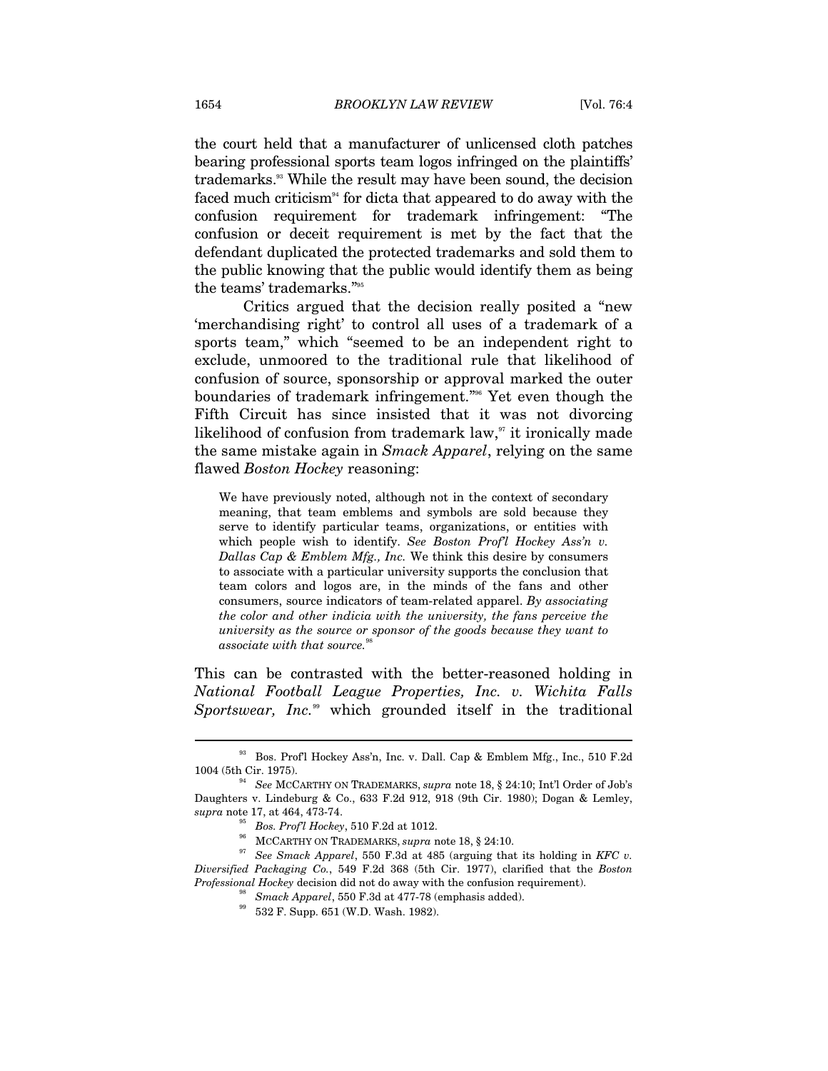the court held that a manufacturer of unlicensed cloth patches bearing professional sports team logos infringed on the plaintiffs' trademarks.[93] While the result may have been sound, the decision faced much criticism[94] for dicta that appeared to do away with the confusion requirement for trademark infringement: "The confusion or deceit requirement is met by the fact that the defendant duplicated the protected trademarks and sold them to the public knowing that the public would identify them as being the teams' trademarks."[95]

Critics argued that the decision really posited a "new 'merchandising right' to control all uses of a trademark of a sports team," which "seemed to be an independent right to exclude, unmoored to the traditional rule that likelihood of confusion of source, sponsorship or approval marked the outer boundaries of trademark infringement."[96] Yet even though the Fifth Circuit has since insisted that it was not divorcing likelihood of confusion from trademark law,[97] it ironically made the same mistake again in *Smack Apparel*, relying on the same flawed *Boston Hockey* reasoning:

> We have previously noted, although not in the context of secondary meaning, that team emblems and symbols are sold because they serve to identify particular teams, organizations, or entities with which people wish to identify. *See Boston Prof'l Hockey Ass'n v. Dallas Cap & Emblem Mfg., Inc.* We think this desire by consumers to associate with a particular university supports the conclusion that team colors and logos are, in the minds of the fans and other consumers, source indicators of team-related apparel. *By associating the color and other indicia with the university, the fans perceive the university as the source or sponsor of the goods because they want to associate with that source.*[98]

This can be contrasted with the better-reasoned holding in *National Football League Properties, Inc. v. Wichita Falls Sportswear, Inc.*[99] which grounded itself in the traditional

---

[93] Bos. Prof'l Hockey Ass'n, Inc. v. Dall. Cap & Emblem Mfg., Inc., 510 F.2d 1004 (5th Cir. 1975).

[94] *See* MCCARTHY ON TRADEMARKS, *supra* note 18, § 24:10; Int'l Order of Job's Daughters v. Lindeburg & Co., 633 F.2d 912, 918 (9th Cir. 1980); Dogan & Lemley, *supra* note 17, at 464, 473-74.

[95] *Bos. Prof'l Hockey*, 510 F.2d at 1012.

[96] MCCARTHY ON TRADEMARKS, *supra* note 18, § 24:10.

[97] *See Smack Apparel*, 550 F.3d at 485 (arguing that its holding in *KFC v. Diversified Packaging Co.*, 549 F.2d 368 (5th Cir. 1977), clarified that the *Boston Professional Hockey* decision did not do away with the confusion requirement).

[98] *Smack Apparel*, 550 F.3d at 477-78 (emphasis added).

[99] 532 F. Supp. 651 (W.D. Wash. 1982).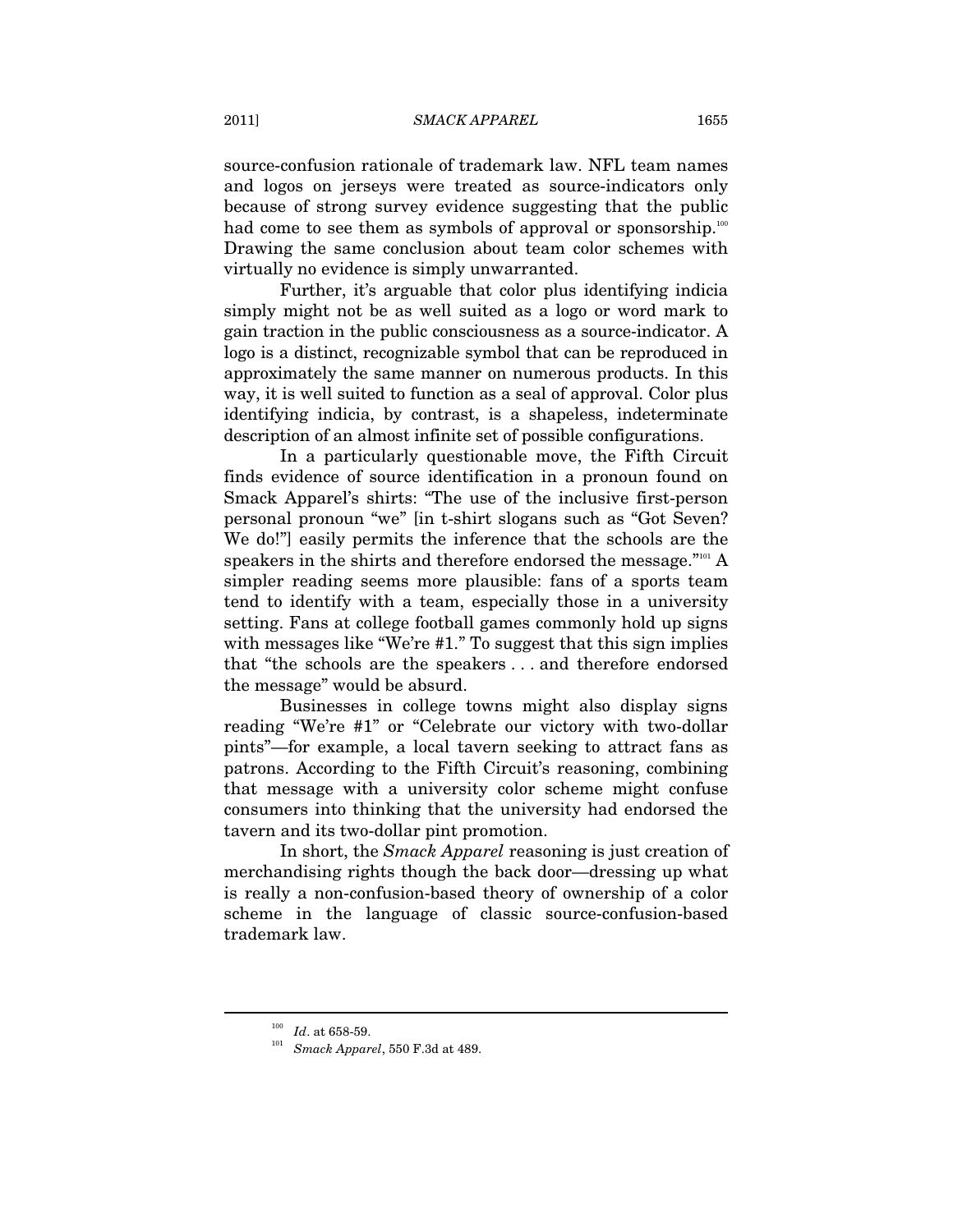source-confusion rationale of trademark law. NFL team names and logos on jerseys were treated as source-indicators only because of strong survey evidence suggesting that the public had come to see them as symbols of approval or sponsorship.[100] Drawing the same conclusion about team color schemes with virtually no evidence is simply unwarranted.

Further, it's arguable that color plus identifying indicia simply might not be as well suited as a logo or word mark to gain traction in the public consciousness as a source-indicator. A logo is a distinct, recognizable symbol that can be reproduced in approximately the same manner on numerous products. In this way, it is well suited to function as a seal of approval. Color plus identifying indicia, by contrast, is a shapeless, indeterminate description of an almost infinite set of possible configurations.

In a particularly questionable move, the Fifth Circuit finds evidence of source identification in a pronoun found on Smack Apparel's shirts: "The use of the inclusive first-person personal pronoun "we" [in t-shirt slogans such as "Got Seven? We do!"] easily permits the inference that the schools are the speakers in the shirts and therefore endorsed the message."[101] A simpler reading seems more plausible: fans of a sports team tend to identify with a team, especially those in a university setting. Fans at college football games commonly hold up signs with messages like "We're #1." To suggest that this sign implies that "the schools are the speakers . . . and therefore endorsed the message" would be absurd.

Businesses in college towns might also display signs reading "We're #1" or "Celebrate our victory with two-dollar pints"—for example, a local tavern seeking to attract fans as patrons. According to the Fifth Circuit's reasoning, combining that message with a university color scheme might confuse consumers into thinking that the university had endorsed the tavern and its two-dollar pint promotion.

In short, the *Smack Apparel* reasoning is just creation of merchandising rights though the back door—dressing up what is really a non-confusion-based theory of ownership of a color scheme in the language of classic source-confusion-based trademark law.

---

[100] *Id*. at 658-59.

[101] *Smack Apparel*, 550 F.3d at 489.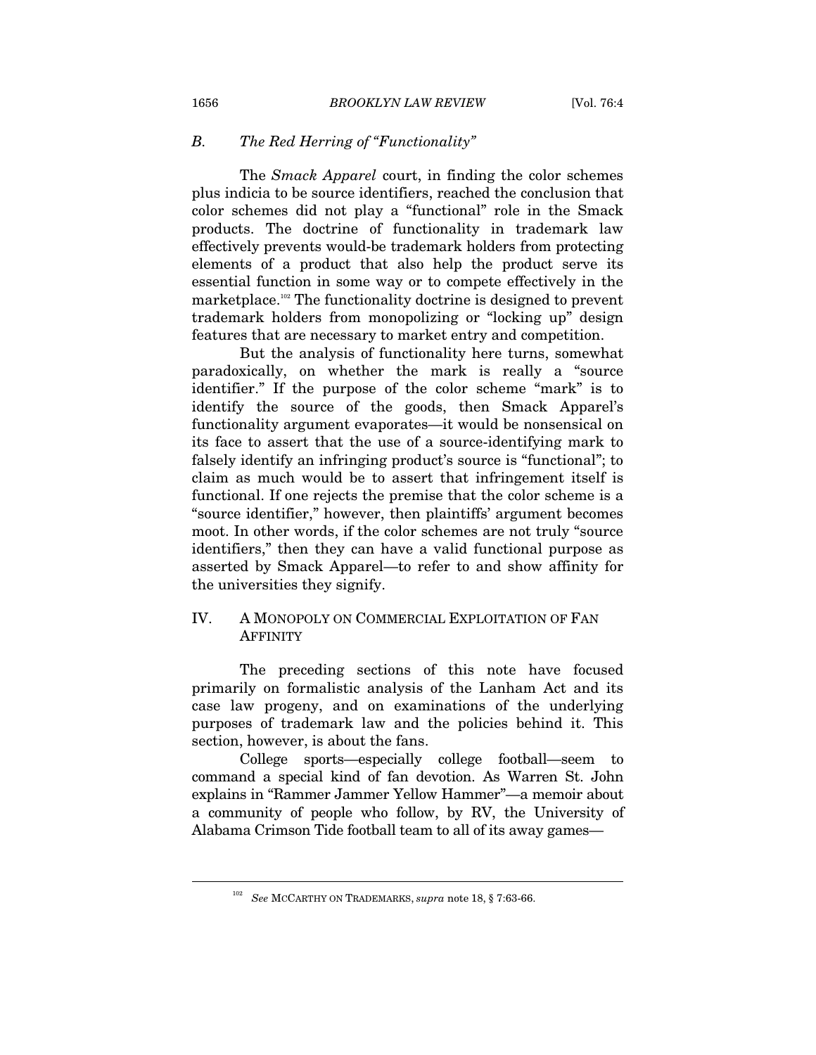### *B. The Red Herring of "Functionality"*

The *Smack Apparel* court, in finding the color schemes plus indicia to be source identifiers, reached the conclusion that color schemes did not play a "functional" role in the Smack products. The doctrine of functionality in trademark law effectively prevents would-be trademark holders from protecting elements of a product that also help the product serve its essential function in some way or to compete effectively in the marketplace.[102] The functionality doctrine is designed to prevent trademark holders from monopolizing or "locking up" design features that are necessary to market entry and competition.

But the analysis of functionality here turns, somewhat paradoxically, on whether the mark is really a "source identifier." If the purpose of the color scheme "mark" is to identify the source of the goods, then Smack Apparel's functionality argument evaporates—it would be nonsensical on its face to assert that the use of a source-identifying mark to falsely identify an infringing product's source is "functional"; to claim as much would be to assert that infringement itself is functional. If one rejects the premise that the color scheme is a "source identifier," however, then plaintiffs' argument becomes moot. In other words, if the color schemes are not truly "source identifiers," then they can have a valid functional purpose as asserted by Smack Apparel—to refer to and show affinity for the universities they signify.

## IV. A MONOPOLY ON COMMERCIAL EXPLOITATION OF FAN AFFINITY

The preceding sections of this note have focused primarily on formalistic analysis of the Lanham Act and its case law progeny, and on examinations of the underlying purposes of trademark law and the policies behind it. This section, however, is about the fans.

College sports—especially college football—seem to command a special kind of fan devotion. As Warren St. John explains in "Rammer Jammer Yellow Hammer"—a memoir about a community of people who follow, by RV, the University of Alabama Crimson Tide football team to all of its away games—

---

[102] *See* MCCARTHY ON TRADEMARKS, *supra* note 18, § 7:63-66.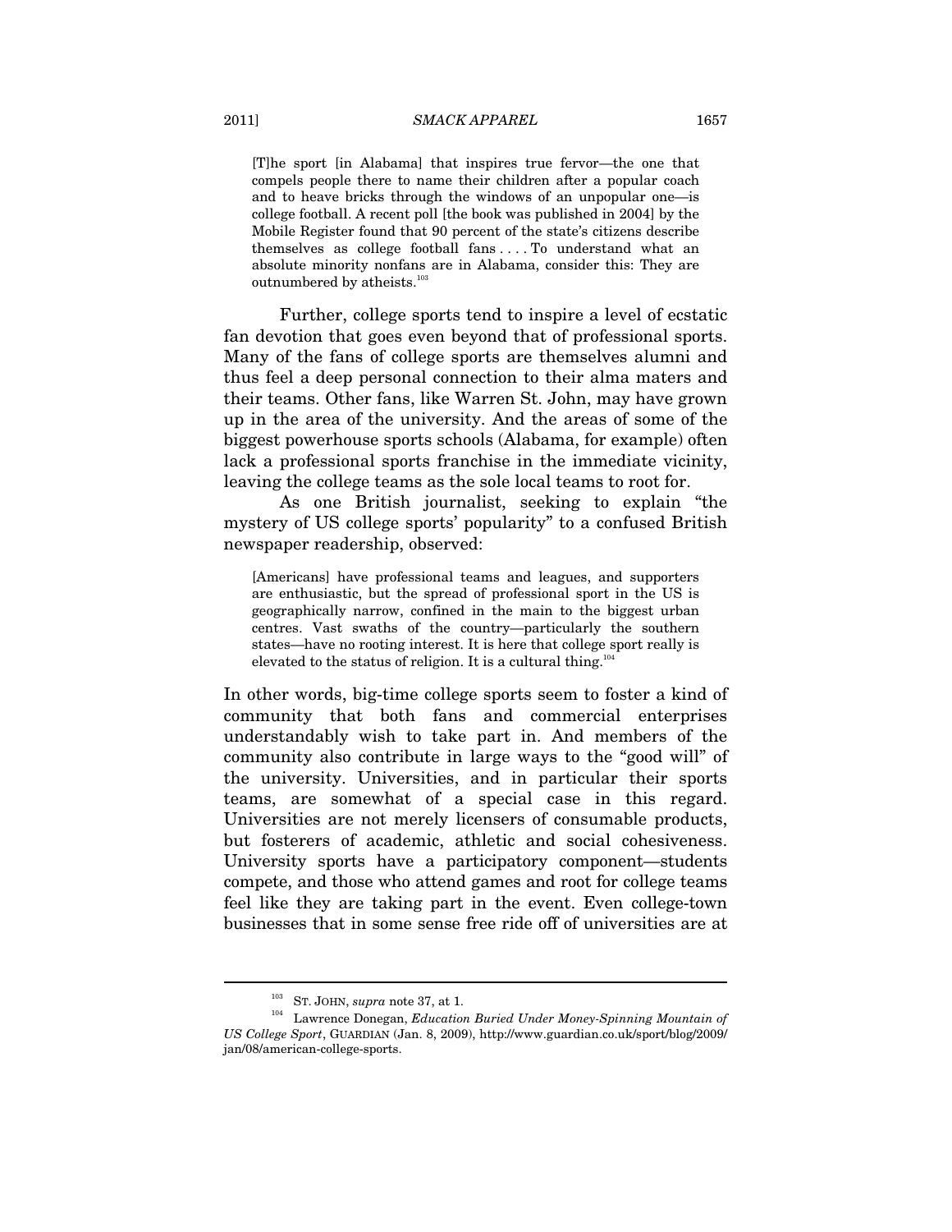> [T]he sport [in Alabama] that inspires true fervor—the one that compels people there to name their children after a popular coach and to heave bricks through the windows of an unpopular one—is college football. A recent poll [the book was published in 2004] by the Mobile Register found that 90 percent of the state's citizens describe themselves as college football fans . . . . To understand what an absolute minority nonfans are in Alabama, consider this: They are outnumbered by atheists.[103]

Further, college sports tend to inspire a level of ecstatic fan devotion that goes even beyond that of professional sports. Many of the fans of college sports are themselves alumni and thus feel a deep personal connection to their alma maters and their teams. Other fans, like Warren St. John, may have grown up in the area of the university. And the areas of some of the biggest powerhouse sports schools (Alabama, for example) often lack a professional sports franchise in the immediate vicinity, leaving the college teams as the sole local teams to root for.

As one British journalist, seeking to explain "the mystery of US college sports' popularity" to a confused British newspaper readership, observed:

> [Americans] have professional teams and leagues, and supporters are enthusiastic, but the spread of professional sport in the US is geographically narrow, confined in the main to the biggest urban centres. Vast swaths of the country—particularly the southern states—have no rooting interest. It is here that college sport really is elevated to the status of religion. It is a cultural thing.[104]

In other words, big-time college sports seem to foster a kind of community that both fans and commercial enterprises understandably wish to take part in. And members of the community also contribute in large ways to the "good will" of the university. Universities, and in particular their sports teams, are somewhat of a special case in this regard. Universities are not merely licensers of consumable products, but fosterers of academic, athletic and social cohesiveness. University sports have a participatory component—students compete, and those who attend games and root for college teams feel like they are taking part in the event. Even college-town businesses that in some sense free ride off of universities are at

---

[103] ST. JOHN, *supra* note 37, at 1.

[104] Lawrence Donegan, *Education Buried Under Money-Spinning Mountain of US College Sport*, GUARDIAN (Jan. 8, 2009), http://www.guardian.co.uk/sport/blog/2009/jan/08/american-college-sports.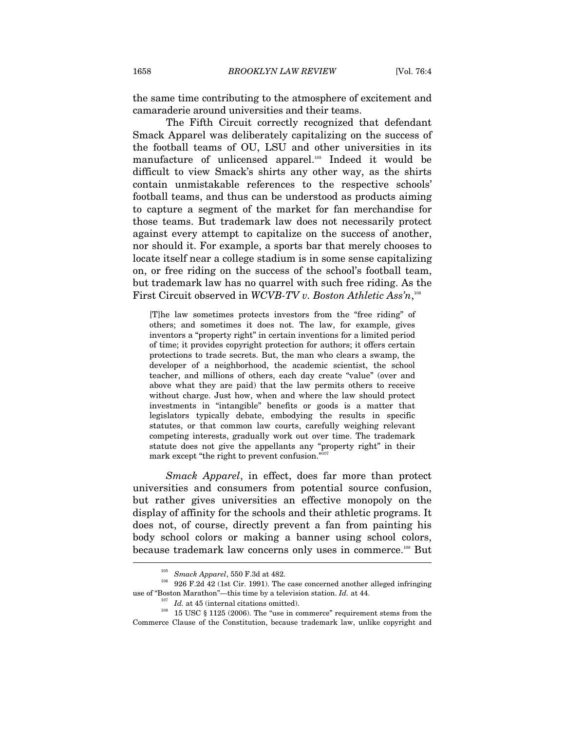the same time contributing to the atmosphere of excitement and camaraderie around universities and their teams.

The Fifth Circuit correctly recognized that defendant Smack Apparel was deliberately capitalizing on the success of the football teams of OU, LSU and other universities in its manufacture of unlicensed apparel.[105] Indeed it would be difficult to view Smack's shirts any other way, as the shirts contain unmistakable references to the respective schools' football teams, and thus can be understood as products aiming to capture a segment of the market for fan merchandise for those teams. But trademark law does not necessarily protect against every attempt to capitalize on the success of another, nor should it. For example, a sports bar that merely chooses to locate itself near a college stadium is in some sense capitalizing on, or free riding on the success of the school's football team, but trademark law has no quarrel with such free riding. As the First Circuit observed in *WCVB-TV v. Boston Athletic Ass'n*,[106]

> [T]he law sometimes protects investors from the "free riding" of others; and sometimes it does not. The law, for example, gives inventors a "property right" in certain inventions for a limited period of time; it provides copyright protection for authors; it offers certain protections to trade secrets. But, the man who clears a swamp, the developer of a neighborhood, the academic scientist, the school teacher, and millions of others, each day create "value" (over and above what they are paid) that the law permits others to receive without charge. Just how, when and where the law should protect investments in "intangible" benefits or goods is a matter that legislators typically debate, embodying the results in specific statutes, or that common law courts, carefully weighing relevant competing interests, gradually work out over time. The trademark statute does not give the appellants any "property right" in their mark except "the right to prevent confusion."[107]

*Smack Apparel*, in effect, does far more than protect universities and consumers from potential source confusion, but rather gives universities an effective monopoly on the display of affinity for the schools and their athletic programs. It does not, of course, directly prevent a fan from painting his body school colors or making a banner using school colors, because trademark law concerns only uses in commerce.[108] But

---

[105] *Smack Apparel*, 550 F.3d at 482.

[106] 926 F.2d 42 (1st Cir. 1991). The case concerned another alleged infringing use of "Boston Marathon"—this time by a television station. *Id.* at 44.

[107] *Id.* at 45 (internal citations omitted).

[108] 15 USC § 1125 (2006). The "use in commerce" requirement stems from the Commerce Clause of the Constitution, because trademark law, unlike copyright and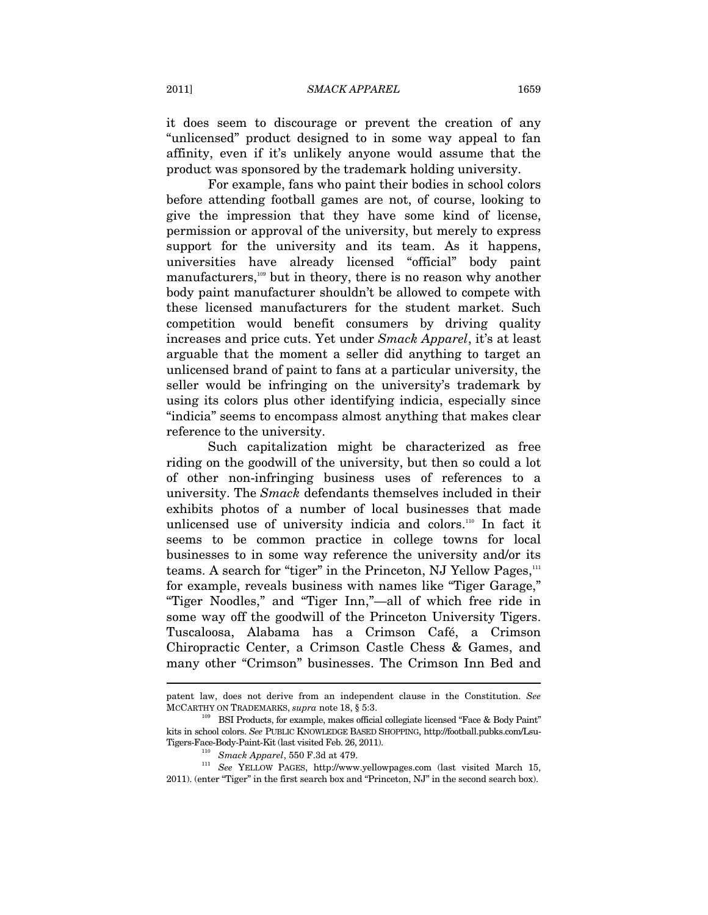it does seem to discourage or prevent the creation of any "unlicensed" product designed to in some way appeal to fan affinity, even if it's unlikely anyone would assume that the product was sponsored by the trademark holding university.

For example, fans who paint their bodies in school colors before attending football games are not, of course, looking to give the impression that they have some kind of license, permission or approval of the university, but merely to express support for the university and its team. As it happens, universities have already licensed "official" body paint manufacturers,[109] but in theory, there is no reason why another body paint manufacturer shouldn't be allowed to compete with these licensed manufacturers for the student market. Such competition would benefit consumers by driving quality increases and price cuts. Yet under *Smack Apparel*, it's at least arguable that the moment a seller did anything to target an unlicensed brand of paint to fans at a particular university, the seller would be infringing on the university's trademark by using its colors plus other identifying indicia, especially since "indicia" seems to encompass almost anything that makes clear reference to the university.

Such capitalization might be characterized as free riding on the goodwill of the university, but then so could a lot of other non-infringing business uses of references to a university. The *Smack* defendants themselves included in their exhibits photos of a number of local businesses that made unlicensed use of university indicia and colors.[110] In fact it seems to be common practice in college towns for local businesses to in some way reference the university and/or its teams. A search for "tiger" in the Princeton, NJ Yellow Pages,[111] for example, reveals business with names like "Tiger Garage," "Tiger Noodles," and "Tiger Inn,"—all of which free ride in some way off the goodwill of the Princeton University Tigers. Tuscaloosa, Alabama has a Crimson Café, a Crimson Chiropractic Center, a Crimson Castle Chess & Games, and many other "Crimson" businesses. The Crimson Inn Bed and

---

patent law, does not derive from an independent clause in the Constitution. *See* MCCARTHY ON TRADEMARKS, *supra* note 18, § 5:3.

[109] BSI Products, for example, makes official collegiate licensed "Face & Body Paint" kits in school colors. *See* PUBLIC KNOWLEDGE BASED SHOPPING, http://football.pubks.com/Lsu-Tigers-Face-Body-Paint-Kit (last visited Feb. 26, 2011).

[110] *Smack Apparel*, 550 F.3d at 479.

[111] *See* YELLOW PAGES, http://www.yellowpages.com (last visited March 15, 2011). (enter "Tiger" in the first search box and "Princeton, NJ" in the second search box).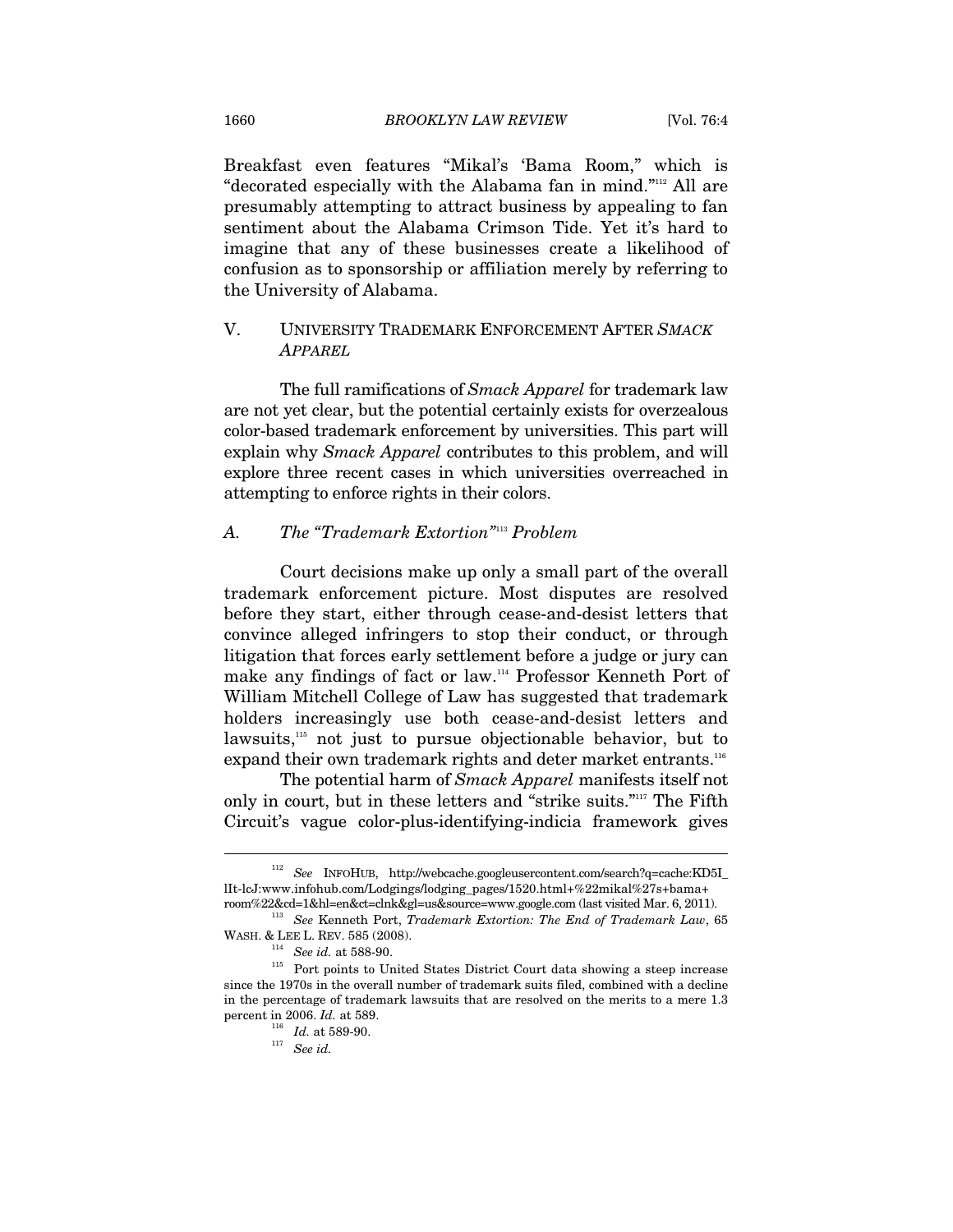Breakfast even features "Mikal's 'Bama Room," which is "decorated especially with the Alabama fan in mind."[112] All are presumably attempting to attract business by appealing to fan sentiment about the Alabama Crimson Tide. Yet it's hard to imagine that any of these businesses create a likelihood of confusion as to sponsorship or affiliation merely by referring to the University of Alabama.

## V. UNIVERSITY TRADEMARK ENFORCEMENT AFTER *SMACK APPAREL*

The full ramifications of *Smack Apparel* for trademark law are not yet clear, but the potential certainly exists for overzealous color-based trademark enforcement by universities. This part will explain why *Smack Apparel* contributes to this problem, and will explore three recent cases in which universities overreached in attempting to enforce rights in their colors.

### *A. The "Trademark Extortion"[113] Problem*

Court decisions make up only a small part of the overall trademark enforcement picture. Most disputes are resolved before they start, either through cease-and-desist letters that convince alleged infringers to stop their conduct, or through litigation that forces early settlement before a judge or jury can make any findings of fact or law.[114] Professor Kenneth Port of William Mitchell College of Law has suggested that trademark holders increasingly use both cease-and-desist letters and lawsuits,[115] not just to pursue objectionable behavior, but to expand their own trademark rights and deter market entrants.[116]

The potential harm of *Smack Apparel* manifests itself not only in court, but in these letters and "strike suits."[117] The Fifth Circuit's vague color-plus-identifying-indicia framework gives

---

[112] *See* INFOHUB, http://webcache.googleusercontent.com/search?q=cache:KD5I_lIt-lcJ:www.infohub.com/Lodgings/lodging_pages/1520.html+%22mikal%27s+bama+room%22&cd=1&hl=en&ct=clnk&gl=us&source=www.google.com (last visited Mar. 6, 2011).

[113] *See* Kenneth Port, *Trademark Extortion: The End of Trademark Law*, 65 WASH. & LEE L. REV. 585 (2008).

[114] *See id.* at 588-90.

[115] Port points to United States District Court data showing a steep increase since the 1970s in the overall number of trademark suits filed, combined with a decline in the percentage of trademark lawsuits that are resolved on the merits to a mere 1.3 percent in 2006. *Id.* at 589.

[116] *Id.* at 589-90.

[117] *See id.*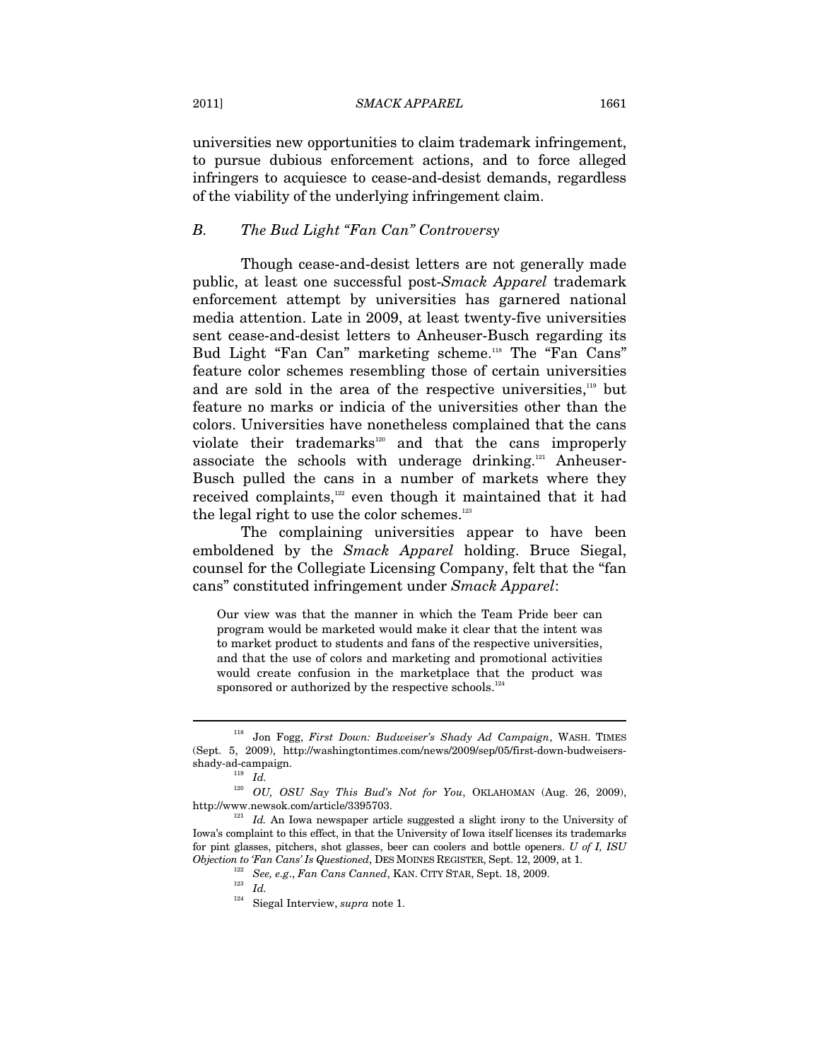universities new opportunities to claim trademark infringement, to pursue dubious enforcement actions, and to force alleged infringers to acquiesce to cease-and-desist demands, regardless of the viability of the underlying infringement claim.

### B. The Bud Light "Fan Can" Controversy

Though cease-and-desist letters are not generally made public, at least one successful post-*Smack Apparel* trademark enforcement attempt by universities has garnered national media attention. Late in 2009, at least twenty-five universities sent cease-and-desist letters to Anheuser-Busch regarding its Bud Light "Fan Can" marketing scheme.[118] The "Fan Cans" feature color schemes resembling those of certain universities and are sold in the area of the respective universities,[119] but feature no marks or indicia of the universities other than the colors. Universities have nonetheless complained that the cans violate their trademarks[120] and that the cans improperly associate the schools with underage drinking.[121] Anheuser-Busch pulled the cans in a number of markets where they received complaints,[122] even though it maintained that it had the legal right to use the color schemes.[123]

The complaining universities appear to have been emboldened by the *Smack Apparel* holding. Bruce Siegal, counsel for the Collegiate Licensing Company, felt that the "fan cans" constituted infringement under *Smack Apparel*:

> Our view was that the manner in which the Team Pride beer can program would be marketed would make it clear that the intent was to market product to students and fans of the respective universities, and that the use of colors and marketing and promotional activities would create confusion in the marketplace that the product was sponsored or authorized by the respective schools.[124]

---

[118] Jon Fogg, *First Down: Budweiser's Shady Ad Campaign*, WASH. TIMES (Sept. 5, 2009), http://washingtontimes.com/news/2009/sep/05/first-down-budweisers-shady-ad-campaign.

[119] *Id.*

[120] *OU, OSU Say This Bud's Not for You*, OKLAHOMAN (Aug. 26, 2009), http://www.newsok.com/article/3395703.

[121] *Id.* An Iowa newspaper article suggested a slight irony to the University of Iowa's complaint to this effect, in that the University of Iowa itself licenses its trademarks for pint glasses, pitchers, shot glasses, beer can coolers and bottle openers. *U of I, ISU Objection to 'Fan Cans' Is Questioned*, DES MOINES REGISTER, Sept. 12, 2009, at 1.

[122] *See, e.g.*, *Fan Cans Canned*, KAN. CITY STAR, Sept. 18, 2009.

[123] *Id.*

[124] Siegal Interview, *supra* note 1.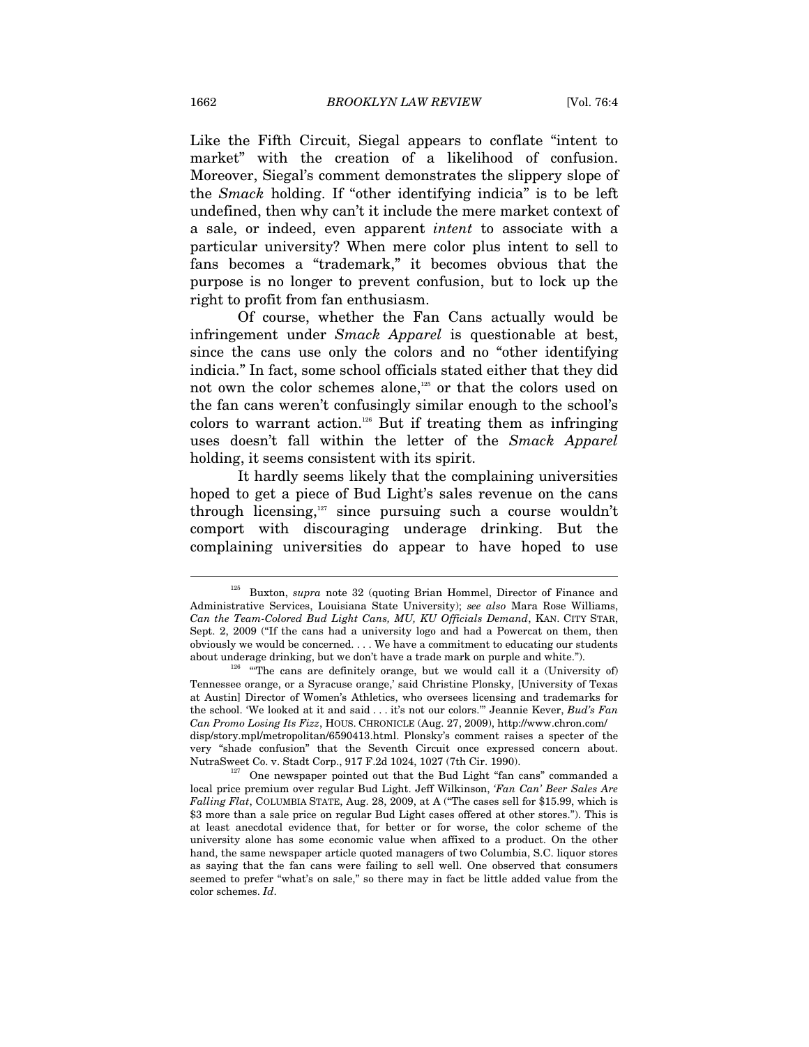Like the Fifth Circuit, Siegal appears to conflate "intent to market" with the creation of a likelihood of confusion. Moreover, Siegal's comment demonstrates the slippery slope of the *Smack* holding. If "other identifying indicia" is to be left undefined, then why can't it include the mere market context of a sale, or indeed, even apparent *intent* to associate with a particular university? When mere color plus intent to sell to fans becomes a "trademark," it becomes obvious that the purpose is no longer to prevent confusion, but to lock up the right to profit from fan enthusiasm.

Of course, whether the Fan Cans actually would be infringement under *Smack Apparel* is questionable at best, since the cans use only the colors and no "other identifying indicia." In fact, some school officials stated either that they did not own the color schemes alone,[125] or that the colors used on the fan cans weren't confusingly similar enough to the school's colors to warrant action.[126] But if treating them as infringing uses doesn't fall within the letter of the *Smack Apparel* holding, it seems consistent with its spirit.

It hardly seems likely that the complaining universities hoped to get a piece of Bud Light's sales revenue on the cans through licensing,[127] since pursuing such a course wouldn't comport with discouraging underage drinking. But the complaining universities do appear to have hoped to use

---

[125] Buxton, *supra* note 32 (quoting Brian Hommel, Director of Finance and Administrative Services, Louisiana State University); *see also* Mara Rose Williams, *Can the Team-Colored Bud Light Cans, MU, KU Officials Demand*, KAN. CITY STAR, Sept. 2, 2009 ("If the cans had a university logo and had a Powercat on them, then obviously we would be concerned. . . . We have a commitment to educating our students about underage drinking, but we don't have a trade mark on purple and white.").

[126] "'The cans are definitely orange, but we would call it a (University of) Tennessee orange, or a Syracuse orange,' said Christine Plonsky, [University of Texas at Austin] Director of Women's Athletics, who oversees licensing and trademarks for the school. 'We looked at it and said . . . it's not our colors.'" Jeannie Kever, *Bud's Fan Can Promo Losing Its Fizz*, HOUS. CHRONICLE (Aug. 27, 2009), http://www.chron.com/disp/story.mpl/metropolitan/6590413.html. Plonsky's comment raises a specter of the very "shade confusion" that the Seventh Circuit once expressed concern about. NutraSweet Co. v. Stadt Corp., 917 F.2d 1024, 1027 (7th Cir. 1990).

[127] One newspaper pointed out that the Bud Light "fan cans" commanded a local price premium over regular Bud Light. Jeff Wilkinson, *'Fan Can' Beer Sales Are Falling Flat*, COLUMBIA STATE, Aug. 28, 2009, at A ("The cases sell for $15.99, which is $3 more than a sale price on regular Bud Light cases offered at other stores."). This is at least anecdotal evidence that, for better or for worse, the color scheme of the university alone has some economic value when affixed to a product. On the other hand, the same newspaper article quoted managers of two Columbia, S.C. liquor stores as saying that the fan cans were failing to sell well. One observed that consumers seemed to prefer "what's on sale," so there may in fact be little added value from the color schemes. *Id*.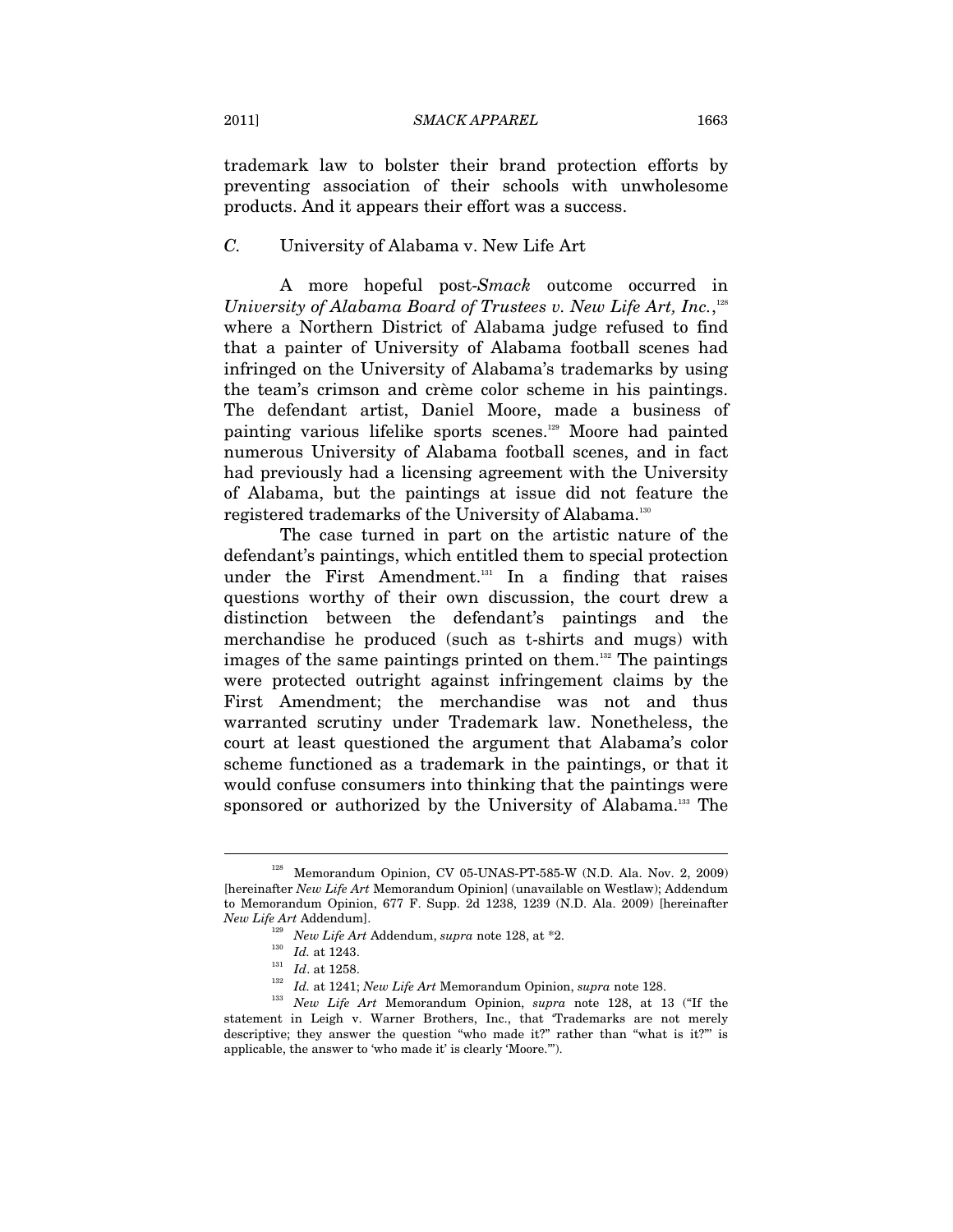trademark law to bolster their brand protection efforts by preventing association of their schools with unwholesome products. And it appears their effort was a success.

### *C.* University of Alabama v. New Life Art

A more hopeful post-*Smack* outcome occurred in *University of Alabama Board of Trustees v. New Life Art, Inc.*,[128] where a Northern District of Alabama judge refused to find that a painter of University of Alabama football scenes had infringed on the University of Alabama's trademarks by using the team's crimson and crème color scheme in his paintings. The defendant artist, Daniel Moore, made a business of painting various lifelike sports scenes.[129] Moore had painted numerous University of Alabama football scenes, and in fact had previously had a licensing agreement with the University of Alabama, but the paintings at issue did not feature the registered trademarks of the University of Alabama.[130]

The case turned in part on the artistic nature of the defendant's paintings, which entitled them to special protection under the First Amendment.[131] In a finding that raises questions worthy of their own discussion, the court drew a distinction between the defendant's paintings and the merchandise he produced (such as t-shirts and mugs) with images of the same paintings printed on them.[132] The paintings were protected outright against infringement claims by the First Amendment; the merchandise was not and thus warranted scrutiny under Trademark law. Nonetheless, the court at least questioned the argument that Alabama's color scheme functioned as a trademark in the paintings, or that it would confuse consumers into thinking that the paintings were sponsored or authorized by the University of Alabama.[133] The

---

[128] Memorandum Opinion, CV 05-UNAS-PT-585-W (N.D. Ala. Nov. 2, 2009) [hereinafter *New Life Art* Memorandum Opinion] (unavailable on Westlaw); Addendum to Memorandum Opinion, 677 F. Supp. 2d 1238, 1239 (N.D. Ala. 2009) [hereinafter *New Life Art* Addendum].

[129] *New Life Art* Addendum, *supra* note 128, at *2.

[130] *Id.* at 1243.

[131] *Id*. at 1258.

[132] *Id.* at 1241; *New Life Art* Memorandum Opinion, *supra* note 128.

[133] *New Life Art* Memorandum Opinion, *supra* note 128, at 13 ("If the statement in Leigh v. Warner Brothers, Inc., that 'Trademarks are not merely descriptive; they answer the question "who made it?" rather than "what is it?"' is applicable, the answer to 'who made it' is clearly 'Moore.'").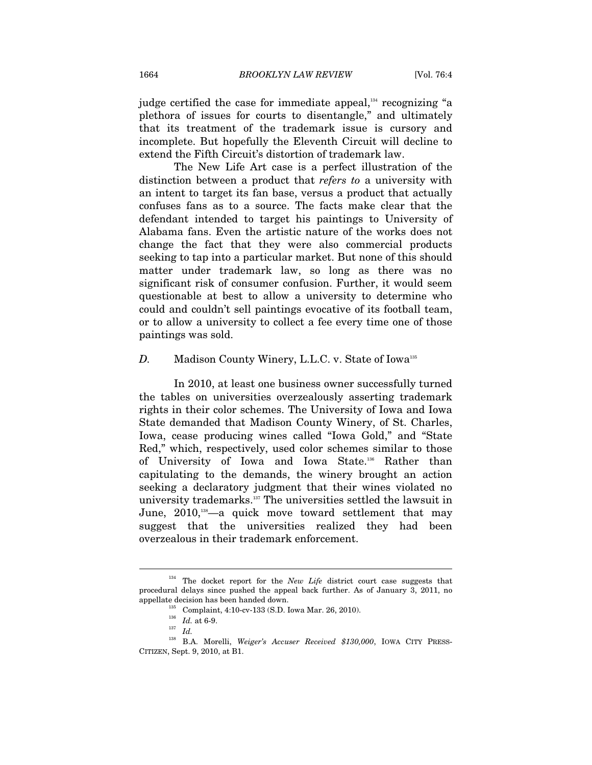judge certified the case for immediate appeal,[134] recognizing "a plethora of issues for courts to disentangle," and ultimately that its treatment of the trademark issue is cursory and incomplete. But hopefully the Eleventh Circuit will decline to extend the Fifth Circuit's distortion of trademark law.

The New Life Art case is a perfect illustration of the distinction between a product that *refers to* a university with an intent to target its fan base, versus a product that actually confuses fans as to a source. The facts make clear that the defendant intended to target his paintings to University of Alabama fans. Even the artistic nature of the works does not change the fact that they were also commercial products seeking to tap into a particular market. But none of this should matter under trademark law, so long as there was no significant risk of consumer confusion. Further, it would seem questionable at best to allow a university to determine who could and couldn't sell paintings evocative of its football team, or to allow a university to collect a fee every time one of those paintings was sold.

### *D.* Madison County Winery, L.L.C. v. State of Iowa[135]

In 2010, at least one business owner successfully turned the tables on universities overzealously asserting trademark rights in their color schemes. The University of Iowa and Iowa State demanded that Madison County Winery, of St. Charles, Iowa, cease producing wines called "Iowa Gold," and "State Red," which, respectively, used color schemes similar to those of University of Iowa and Iowa State.[136] Rather than capitulating to the demands, the winery brought an action seeking a declaratory judgment that their wines violated no university trademarks.[137] The universities settled the lawsuit in June, 2010,[138]—a quick move toward settlement that may suggest that the universities realized they had been overzealous in their trademark enforcement.

---

[134] The docket report for the *New Life* district court case suggests that procedural delays since pushed the appeal back further. As of January 3, 2011, no appellate decision has been handed down.

[135] Complaint, 4:10-cv-133 (S.D. Iowa Mar. 26, 2010).

[136] *Id.* at 6-9.

[137] *Id.*

[138] B.A. Morelli, *Weiger's Accuser Received $130,000*, IOWA CITY PRESS-CITIZEN, Sept. 9, 2010, at B1.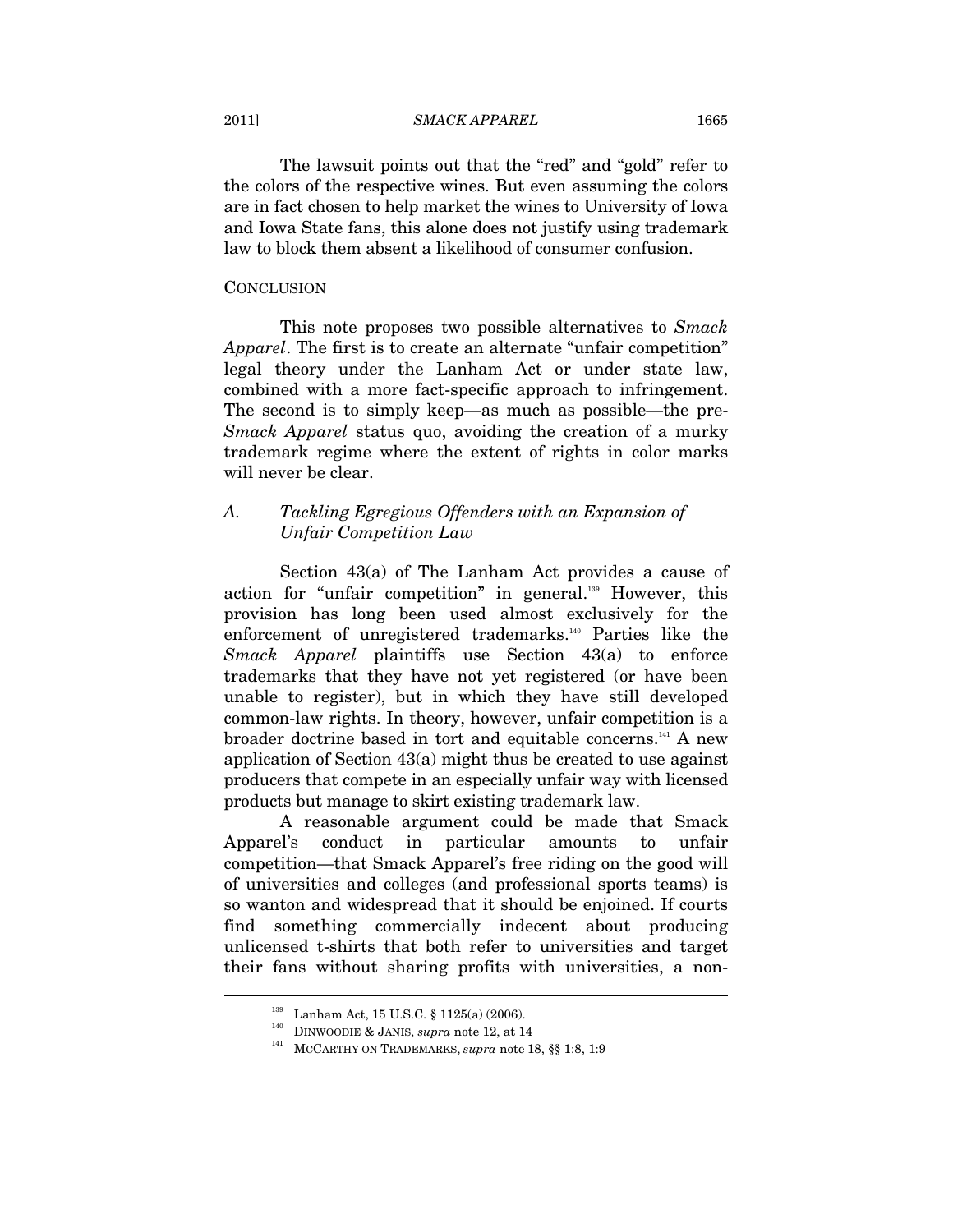The lawsuit points out that the "red" and "gold" refer to the colors of the respective wines. But even assuming the colors are in fact chosen to help market the wines to University of Iowa and Iowa State fans, this alone does not justify using trademark law to block them absent a likelihood of consumer confusion.

## CONCLUSION

This note proposes two possible alternatives to *Smack Apparel*. The first is to create an alternate "unfair competition" legal theory under the Lanham Act or under state law, combined with a more fact-specific approach to infringement. The second is to simply keep—as much as possible—the pre-*Smack Apparel* status quo, avoiding the creation of a murky trademark regime where the extent of rights in color marks will never be clear.

### *A. Tackling Egregious Offenders with an Expansion of Unfair Competition Law*

Section 43(a) of The Lanham Act provides a cause of action for "unfair competition" in general.[139] However, this provision has long been used almost exclusively for the enforcement of unregistered trademarks.[140] Parties like the *Smack Apparel* plaintiffs use Section 43(a) to enforce trademarks that they have not yet registered (or have been unable to register), but in which they have still developed common-law rights. In theory, however, unfair competition is a broader doctrine based in tort and equitable concerns.[141] A new application of Section 43(a) might thus be created to use against producers that compete in an especially unfair way with licensed products but manage to skirt existing trademark law.

A reasonable argument could be made that Smack Apparel's conduct in particular amounts to unfair competition—that Smack Apparel's free riding on the good will of universities and colleges (and professional sports teams) is so wanton and widespread that it should be enjoined. If courts find something commercially indecent about producing unlicensed t-shirts that both refer to universities and target their fans without sharing profits with universities, a non-

---

[139] Lanham Act, 15 U.S.C. § 1125(a) (2006).

[140] DINWOODIE & JANIS, *supra* note 12, at 14

[141] MCCARTHY ON TRADEMARKS, *supra* note 18, §§ 1:8, 1:9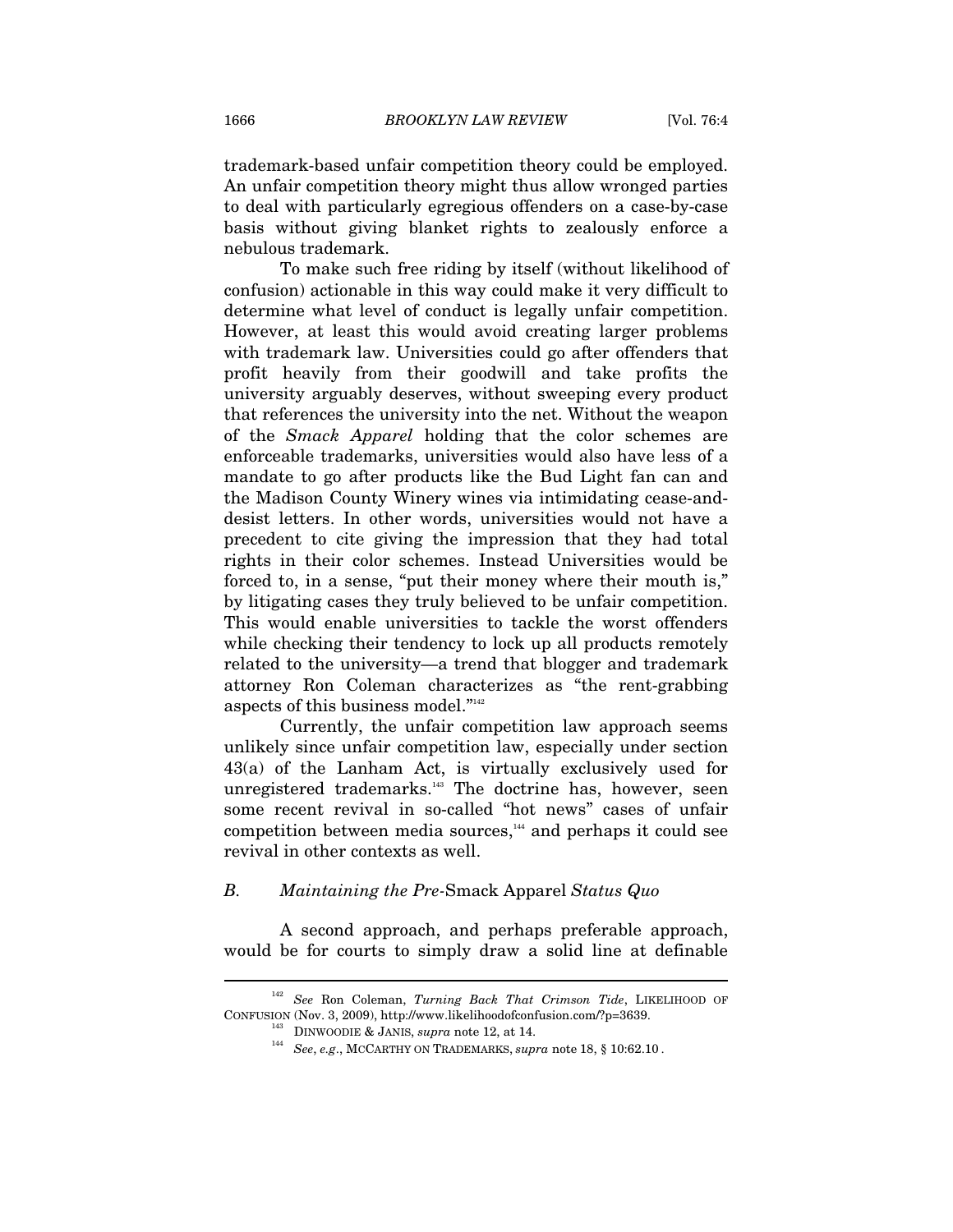trademark-based unfair competition theory could be employed. An unfair competition theory might thus allow wronged parties to deal with particularly egregious offenders on a case-by-case basis without giving blanket rights to zealously enforce a nebulous trademark.

To make such free riding by itself (without likelihood of confusion) actionable in this way could make it very difficult to determine what level of conduct is legally unfair competition. However, at least this would avoid creating larger problems with trademark law. Universities could go after offenders that profit heavily from their goodwill and take profits the university arguably deserves, without sweeping every product that references the university into the net. Without the weapon of the *Smack Apparel* holding that the color schemes are enforceable trademarks, universities would also have less of a mandate to go after products like the Bud Light fan can and the Madison County Winery wines via intimidating cease-and-desist letters. In other words, universities would not have a precedent to cite giving the impression that they had total rights in their color schemes. Instead Universities would be forced to, in a sense, "put their money where their mouth is," by litigating cases they truly believed to be unfair competition. This would enable universities to tackle the worst offenders while checking their tendency to lock up all products remotely related to the university—a trend that blogger and trademark attorney Ron Coleman characterizes as "the rent-grabbing aspects of this business model."[142]

Currently, the unfair competition law approach seems unlikely since unfair competition law, especially under section 43(a) of the Lanham Act, is virtually exclusively used for unregistered trademarks.[143] The doctrine has, however, seen some recent revival in so-called "hot news" cases of unfair competition between media sources,[144] and perhaps it could see revival in other contexts as well.

### *B. Maintaining the Pre-*Smack Apparel *Status Quo*

A second approach, and perhaps preferable approach, would be for courts to simply draw a solid line at definable

---

[142] *See* Ron Coleman, *Turning Back That Crimson Tide*, LIKELIHOOD OF CONFUSION (Nov. 3, 2009), http://www.likelihoodofconfusion.com/?p=3639.

[143] DINWOODIE & JANIS, *supra* note 12, at 14.

[144] *See*, *e.g.*, MCCARTHY ON TRADEMARKS, *supra* note 18, § 10:62.10 .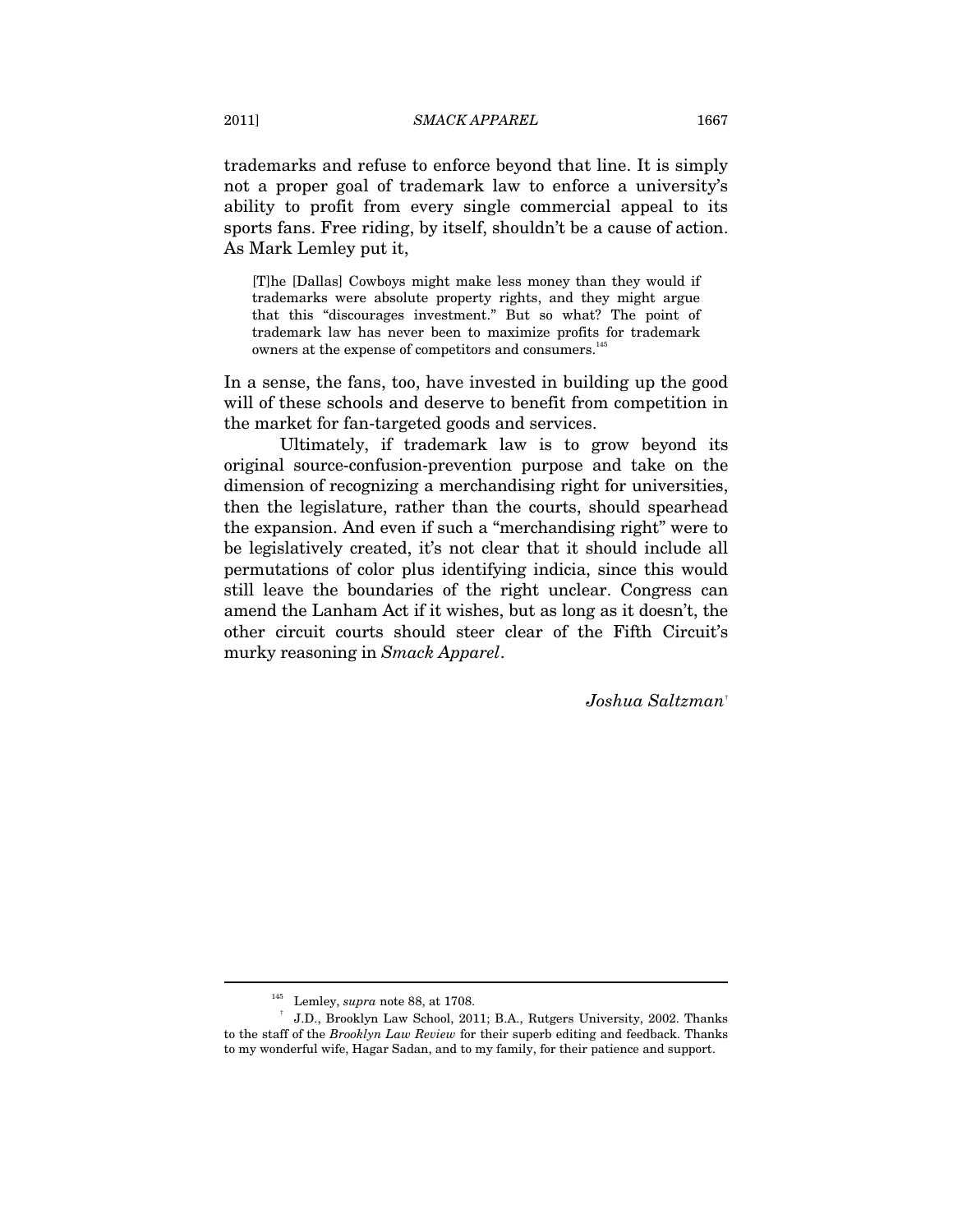trademarks and refuse to enforce beyond that line. It is simply not a proper goal of trademark law to enforce a university's ability to profit from every single commercial appeal to its sports fans. Free riding, by itself, shouldn't be a cause of action. As Mark Lemley put it,

> [T]he [Dallas] Cowboys might make less money than they would if trademarks were absolute property rights, and they might argue that this "discourages investment." But so what? The point of trademark law has never been to maximize profits for trademark owners at the expense of competitors and consumers.[145]

In a sense, the fans, too, have invested in building up the good will of these schools and deserve to benefit from competition in the market for fan-targeted goods and services.

Ultimately, if trademark law is to grow beyond its original source-confusion-prevention purpose and take on the dimension of recognizing a merchandising right for universities, then the legislature, rather than the courts, should spearhead the expansion. And even if such a "merchandising right" were to be legislatively created, it's not clear that it should include all permutations of color plus identifying indicia, since this would still leave the boundaries of the right unclear. Congress can amend the Lanham Act if it wishes, but as long as it doesn't, the other circuit courts should steer clear of the Fifth Circuit's murky reasoning in *Smack Apparel*.

*Joshua Saltzman*[†]

---

[145] Lemley, *supra* note 88, at 1708.

[†] J.D., Brooklyn Law School, 2011; B.A., Rutgers University, 2002. Thanks to the staff of the *Brooklyn Law Review* for their superb editing and feedback. Thanks to my wonderful wife, Hagar Sadan, and to my family, for their patience and support.